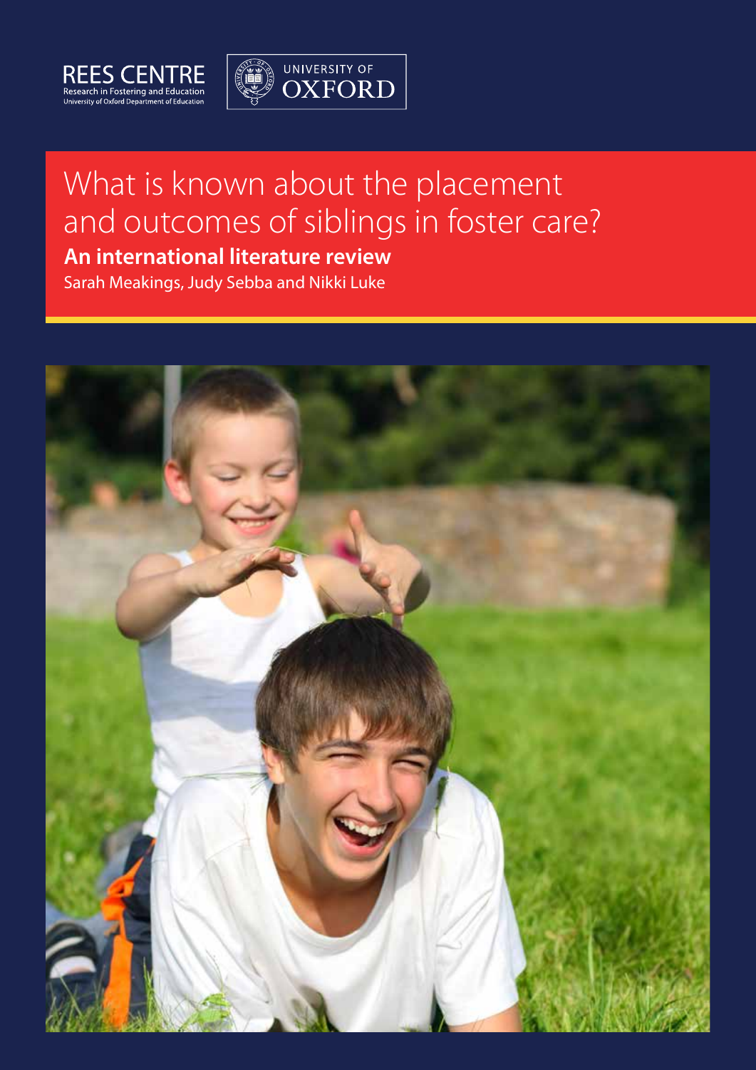REES CENTRE
Research in Fostering and Education
University of Oxford Department of Education

UNIVERSITY OF OXFORD

# What is known about the placement and outcomes of siblings in foster care?

## An international literature review

Sarah Meakings, Judy Sebba and Nikki Luke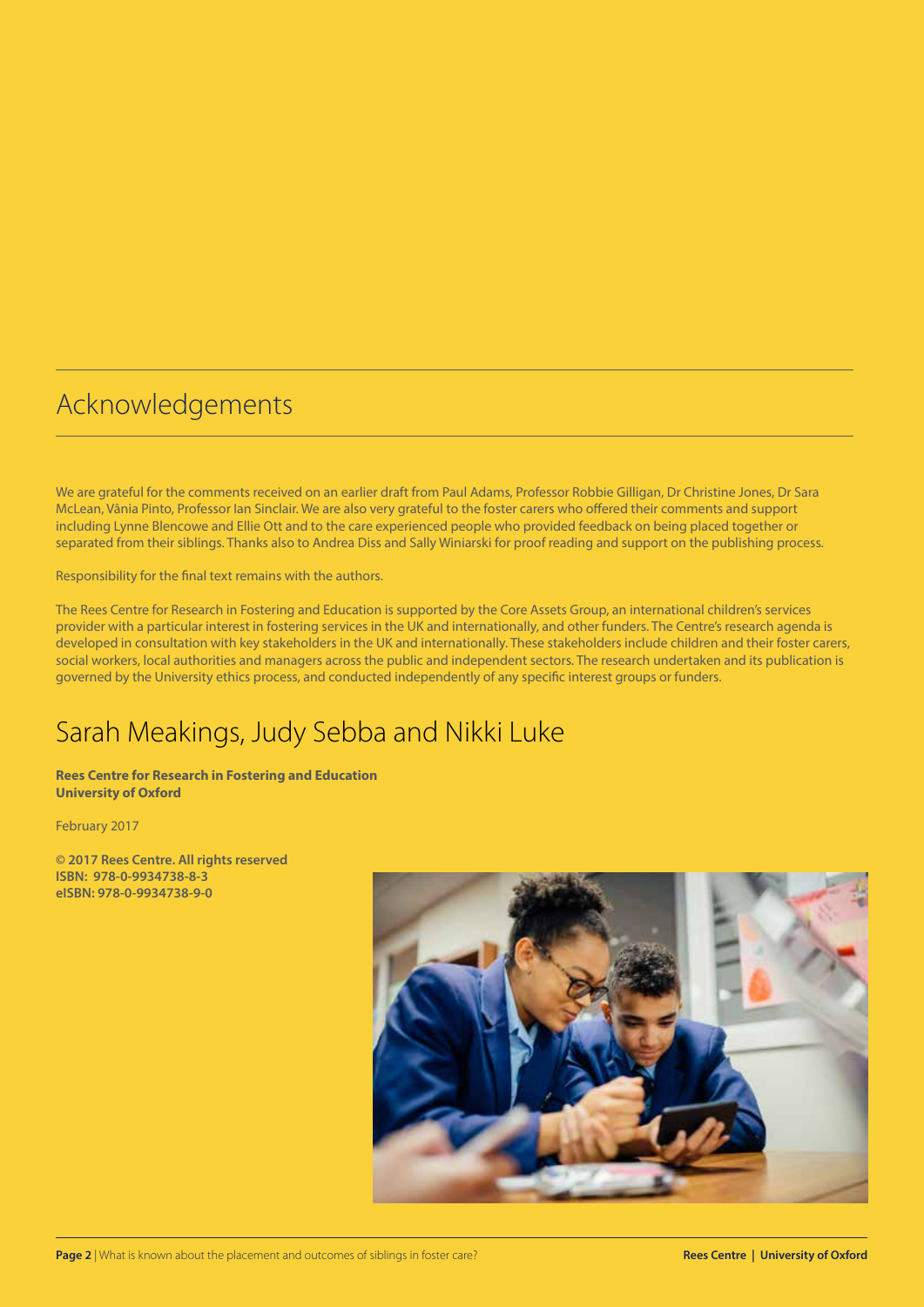# Acknowledgements

We are grateful for the comments received on an earlier draft from Paul Adams, Professor Robbie Gilligan, Dr Christine Jones, Dr Sara McLean, Vânia Pinto, Professor Ian Sinclair. We are also very grateful to the foster carers who offered their comments and support including Lynne Blencowe and Ellie Ott and to the care experienced people who provided feedback on being placed together or separated from their siblings. Thanks also to Andrea Diss and Sally Winiarski for proof reading and support on the publishing process.

Responsibility for the final text remains with the authors.

The Rees Centre for Research in Fostering and Education is supported by the Core Assets Group, an international children's services provider with a particular interest in fostering services in the UK and internationally, and other funders. The Centre's research agenda is developed in consultation with key stakeholders in the UK and internationally. These stakeholders include children and their foster carers, social workers, local authorities and managers across the public and independent sectors. The research undertaken and its publication is governed by the University ethics process, and conducted independently of any specific interest groups or funders.

## Sarah Meakings, Judy Sebba and Nikki Luke

**Rees Centre for Research in Fostering and Education**
**University of Oxford**

February 2017

**© 2017 Rees Centre. All rights reserved**
**ISBN: 978-0-9934738-8-3**
**eISBN: 978-0-9934738-9-0**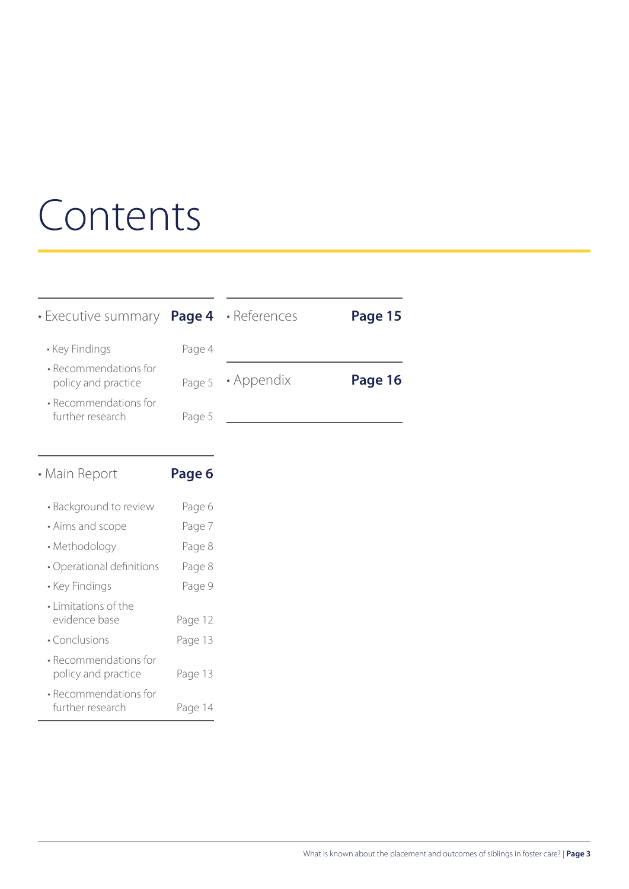# Contents

- Executive summary **Page 4**
  - Key Findings Page 4
  - Recommendations for policy and practice Page 5
  - Recommendations for further research Page 5
- Main Report **Page 6**
  - Background to review Page 6
  - Aims and scope Page 7
  - Methodology Page 8
  - Operational definitions Page 8
  - Key Findings Page 9
  - Limitations of the evidence base Page 12
  - Conclusions Page 13
  - Recommendations for policy and practice Page 13
  - Recommendations for further research Page 14
- References **Page 15**
- Appendix **Page 16**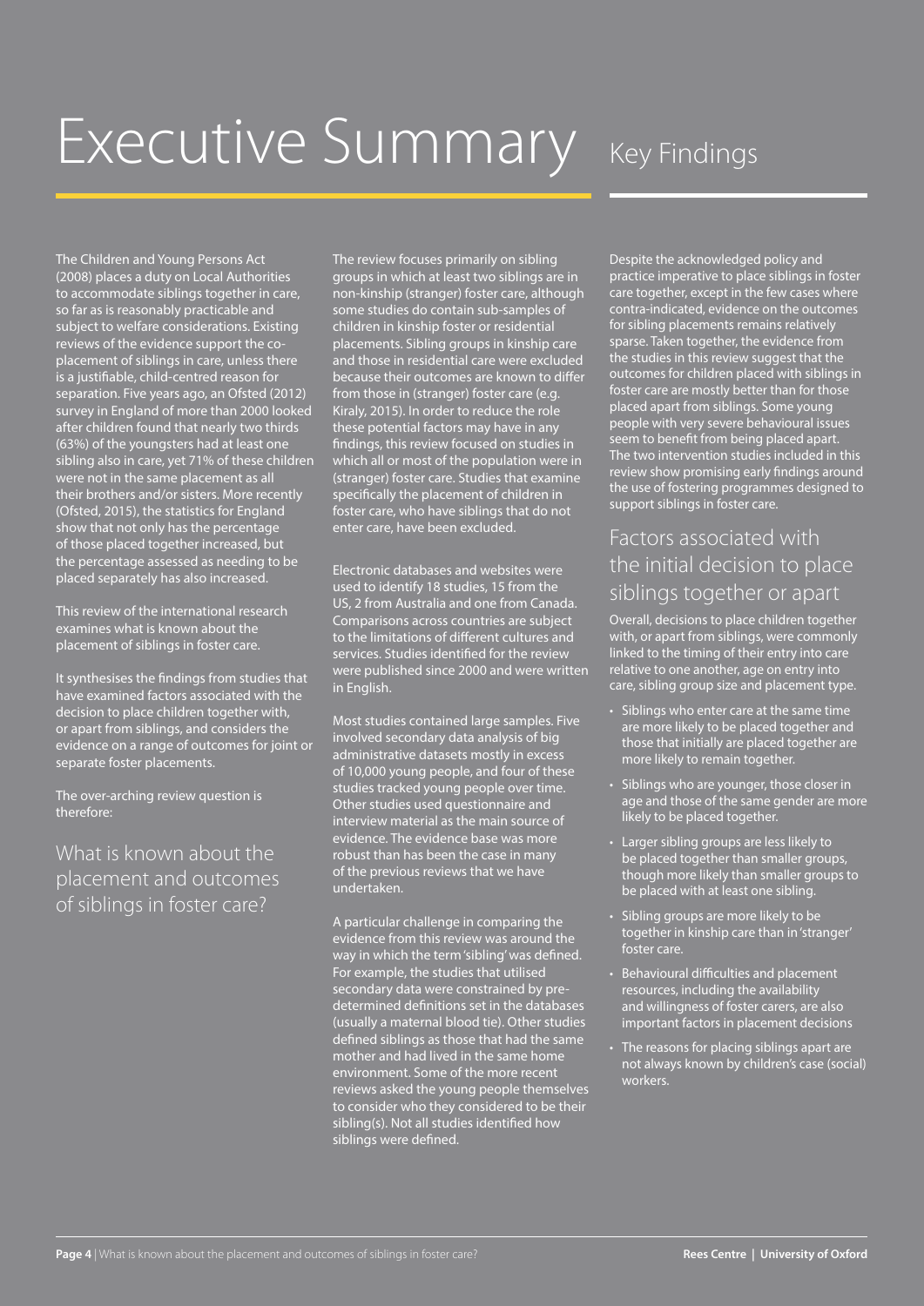# Executive Summary

## Key Findings

The Children and Young Persons Act (2008) places a duty on Local Authorities to accommodate siblings together in care, so far as is reasonably practicable and subject to welfare considerations. Existing reviews of the evidence support the co-placement of siblings in care, unless there is a justifiable, child-centred reason for separation. Five years ago, an Ofsted (2012) survey in England of more than 2000 looked after children found that nearly two thirds (63%) of the youngsters had at least one sibling also in care, yet 71% of these children were not in the same placement as all their brothers and/or sisters. More recently (Ofsted, 2015), the statistics for England show that not only has the percentage of those placed together increased, but the percentage assessed as needing to be placed separately has also increased.

This review of the international research examines what is known about the placement of siblings in foster care.

It synthesises the findings from studies that have examined factors associated with the decision to place children together with, or apart from siblings, and considers the evidence on a range of outcomes for joint or separate foster placements.

The over-arching review question is therefore:

### What is known about the placement and outcomes of siblings in foster care?

The review focuses primarily on sibling groups in which at least two siblings are in non-kinship (stranger) foster care, although some studies do contain sub-samples of children in kinship foster or residential placements. Sibling groups in kinship care and those in residential care were excluded because their outcomes are known to differ from those in (stranger) foster care (e.g. Kiraly, 2015). In order to reduce the role these potential factors may have in any findings, this review focused on studies in which all or most of the population were in (stranger) foster care. Studies that examine specifically the placement of children in foster care, who have siblings that do not enter care, have been excluded.

Electronic databases and websites were used to identify 18 studies, 15 from the US, 2 from Australia and one from Canada. Comparisons across countries are subject to the limitations of different cultures and services. Studies identified for the review were published since 2000 and were written in English.

Most studies contained large samples. Five involved secondary data analysis of big administrative datasets mostly in excess of 10,000 young people, and four of these studies tracked young people over time. Other studies used questionnaire and interview material as the main source of evidence. The evidence base was more robust than has been the case in many of the previous reviews that we have undertaken.

A particular challenge in comparing the evidence from this review was around the way in which the term 'sibling' was defined. For example, the studies that utilised secondary data were constrained by pre-determined definitions set in the databases (usually a maternal blood tie). Other studies defined siblings as those that had the same mother and had lived in the same home environment. Some of the more recent reviews asked the young people themselves to consider who they considered to be their sibling(s). Not all studies identified how siblings were defined.

Despite the acknowledged policy and practice imperative to place siblings in foster care together, except in the few cases where contra-indicated, evidence on the outcomes for sibling placements remains relatively sparse. Taken together, the evidence from the studies in this review suggest that the outcomes for children placed with siblings in foster care are mostly better than for those placed apart from siblings. Some young people with very severe behavioural issues seem to benefit from being placed apart. The two intervention studies included in this review show promising early findings around the use of fostering programmes designed to support siblings in foster care.

### Factors associated with the initial decision to place siblings together or apart

Overall, decisions to place children together with, or apart from siblings, were commonly linked to the timing of their entry into care relative to one another, age on entry into care, sibling group size and placement type.

- Siblings who enter care at the same time are more likely to be placed together and those that initially are placed together are more likely to remain together.
- Siblings who are younger, those closer in age and those of the same gender are more likely to be placed together.
- Larger sibling groups are less likely to be placed together than smaller groups, though more likely than smaller groups to be placed with at least one sibling.
- Sibling groups are more likely to be together in kinship care than in 'stranger' foster care.
- Behavioural difficulties and placement resources, including the availability and willingness of foster carers, are also important factors in placement decisions
- The reasons for placing siblings apart are not always known by children's case (social) workers.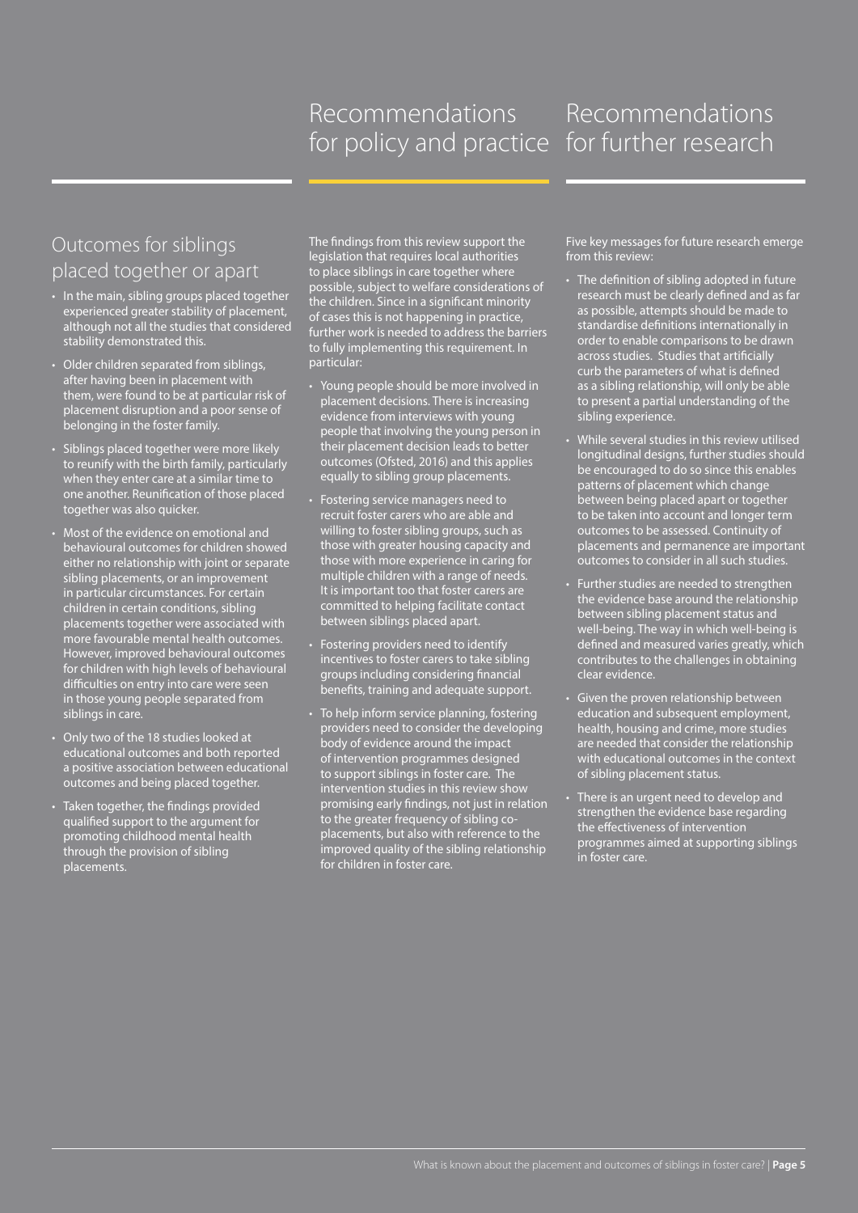## Outcomes for siblings placed together or apart

- In the main, sibling groups placed together experienced greater stability of placement, although not all the studies that considered stability demonstrated this.
- Older children separated from siblings, after having been in placement with them, were found to be at particular risk of placement disruption and a poor sense of belonging in the foster family.
- Siblings placed together were more likely to reunify with the birth family, particularly when they enter care at a similar time to one another. Reunification of those placed together was also quicker.
- Most of the evidence on emotional and behavioural outcomes for children showed either no relationship with joint or separate sibling placements, or an improvement in particular circumstances. For certain children in certain conditions, sibling placements together were associated with more favourable mental health outcomes. However, improved behavioural outcomes for children with high levels of behavioural difficulties on entry into care were seen in those young people separated from siblings in care.
- Only two of the 18 studies looked at educational outcomes and both reported a positive association between educational outcomes and being placed together.
- Taken together, the findings provided qualified support to the argument for promoting childhood mental health through the provision of sibling placements.

## Recommendations for policy and practice

The findings from this review support the legislation that requires local authorities to place siblings in care together where possible, subject to welfare considerations of the children. Since in a significant minority of cases this is not happening in practice, further work is needed to address the barriers to fully implementing this requirement. In particular:

- Young people should be more involved in placement decisions. There is increasing evidence from interviews with young people that involving the young person in their placement decision leads to better outcomes (Ofsted, 2016) and this applies equally to sibling group placements.
- Fostering service managers need to recruit foster carers who are able and willing to foster sibling groups, such as those with greater housing capacity and those with more experience in caring for multiple children with a range of needs. It is important too that foster carers are committed to helping facilitate contact between siblings placed apart.
- Fostering providers need to identify incentives to foster carers to take sibling groups including considering financial benefits, training and adequate support.
- To help inform service planning, fostering providers need to consider the developing body of evidence around the impact of intervention programmes designed to support siblings in foster care. The intervention studies in this review show promising early findings, not just in relation to the greater frequency of sibling co-placements, but also with reference to the improved quality of the sibling relationship for children in foster care.

## Recommendations for further research

Five key messages for future research emerge from this review:

- The definition of sibling adopted in future research must be clearly defined and as far as possible, attempts should be made to standardise definitions internationally in order to enable comparisons to be drawn across studies. Studies that artificially curb the parameters of what is defined as a sibling relationship, will only be able to present a partial understanding of the sibling experience.
- While several studies in this review utilised longitudinal designs, further studies should be encouraged to do so since this enables patterns of placement which change between being placed apart or together to be taken into account and longer term outcomes to be assessed. Continuity of placements and permanence are important outcomes to consider in all such studies.
- Further studies are needed to strengthen the evidence base around the relationship between sibling placement status and well-being. The way in which well-being is defined and measured varies greatly, which contributes to the challenges in obtaining clear evidence.
- Given the proven relationship between education and subsequent employment, health, housing and crime, more studies are needed that consider the relationship with educational outcomes in the context of sibling placement status.
- There is an urgent need to develop and strengthen the evidence base regarding the effectiveness of intervention programmes aimed at supporting siblings in foster care.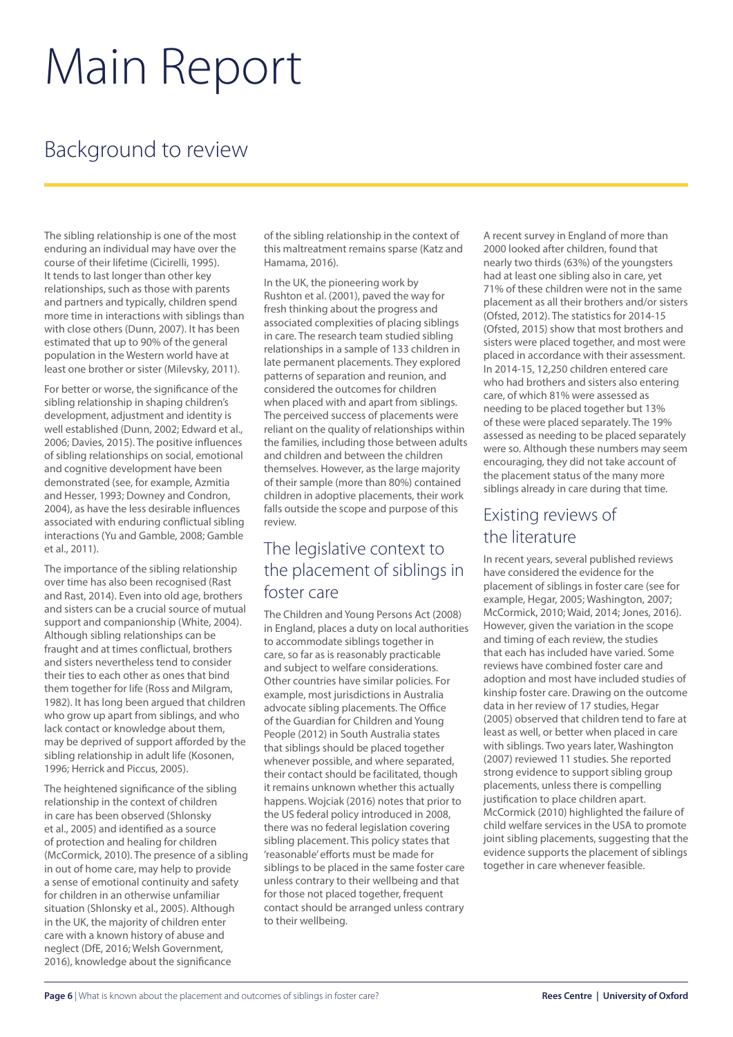# Main Report

## Background to review

The sibling relationship is one of the most enduring an individual may have over the course of their lifetime (Cicirelli, 1995). It tends to last longer than other key relationships, such as those with parents and partners and typically, children spend more time in interactions with siblings than with close others (Dunn, 2007). It has been estimated that up to 90% of the general population in the Western world have at least one brother or sister (Milevsky, 2011).

For better or worse, the significance of the sibling relationship in shaping children's development, adjustment and identity is well established (Dunn, 2002; Edward et al., 2006; Davies, 2015). The positive influences of sibling relationships on social, emotional and cognitive development have been demonstrated (see, for example, Azmitia and Hesser, 1993; Downey and Condron, 2004), as have the less desirable influences associated with enduring conflictual sibling interactions (Yu and Gamble, 2008; Gamble et al., 2011).

The importance of the sibling relationship over time has also been recognised (Rast and Rast, 2014). Even into old age, brothers and sisters can be a crucial source of mutual support and companionship (White, 2004). Although sibling relationships can be fraught and at times conflictual, brothers and sisters nevertheless tend to consider their ties to each other as ones that bind them together for life (Ross and Milgram, 1982). It has long been argued that children who grow up apart from siblings, and who lack contact or knowledge about them, may be deprived of support afforded by the sibling relationship in adult life (Kosonen, 1996; Herrick and Piccus, 2005).

The heightened significance of the sibling relationship in the context of children in care has been observed (Shlonsky et al., 2005) and identified as a source of protection and healing for children (McCormick, 2010). The presence of a sibling in out of home care, may help to provide a sense of emotional continuity and safety for children in an otherwise unfamiliar situation (Shlonsky et al., 2005). Although in the UK, the majority of children enter care with a known history of abuse and neglect (DfE, 2016; Welsh Government, 2016), knowledge about the significance of the sibling relationship in the context of this maltreatment remains sparse (Katz and Hamama, 2016).

In the UK, the pioneering work by Rushton et al. (2001), paved the way for fresh thinking about the progress and associated complexities of placing siblings in care. The research team studied sibling relationships in a sample of 133 children in late permanent placements. They explored patterns of separation and reunion, and considered the outcomes for children when placed with and apart from siblings. The perceived success of placements were reliant on the quality of relationships within the families, including those between adults and children and between the children themselves. However, as the large majority of their sample (more than 80%) contained children in adoptive placements, their work falls outside the scope and purpose of this review.

## The legislative context to the placement of siblings in foster care

The Children and Young Persons Act (2008) in England, places a duty on local authorities to accommodate siblings together in care, so far as is reasonably practicable and subject to welfare considerations. Other countries have similar policies. For example, most jurisdictions in Australia advocate sibling placements. The Office of the Guardian for Children and Young People (2012) in South Australia states that siblings should be placed together whenever possible, and where separated, their contact should be facilitated, though it remains unknown whether this actually happens. Wojciak (2016) notes that prior to the US federal policy introduced in 2008, there was no federal legislation covering sibling placement. This policy states that 'reasonable' efforts must be made for siblings to be placed in the same foster care unless contrary to their wellbeing and that for those not placed together, frequent contact should be arranged unless contrary to their wellbeing.

A recent survey in England of more than 2000 looked after children, found that nearly two thirds (63%) of the youngsters had at least one sibling also in care, yet 71% of these children were not in the same placement as all their brothers and/or sisters (Ofsted, 2012). The statistics for 2014-15 (Ofsted, 2015) show that most brothers and sisters were placed together, and most were placed in accordance with their assessment. In 2014-15, 12,250 children entered care who had brothers and sisters also entering care, of which 81% were assessed as needing to be placed together but 13% of these were placed separately. The 19% assessed as needing to be placed separately were so. Although these numbers may seem encouraging, they did not take account of the placement status of the many more siblings already in care during that time.

## Existing reviews of the literature

In recent years, several published reviews have considered the evidence for the placement of siblings in foster care (see for example, Hegar, 2005; Washington, 2007; McCormick, 2010; Waid, 2014; Jones, 2016). However, given the variation in the scope and timing of each review, the studies that each has included have varied. Some reviews have combined foster care and adoption and most have included studies of kinship foster care. Drawing on the outcome data in her review of 17 studies, Hegar (2005) observed that children tend to fare at least as well, or better when placed in care with siblings. Two years later, Washington (2007) reviewed 11 studies. She reported strong evidence to support sibling group placements, unless there is compelling justification to place children apart. McCormick (2010) highlighted the failure of child welfare services in the USA to promote joint sibling placements, suggesting that the evidence supports the placement of siblings together in care whenever feasible.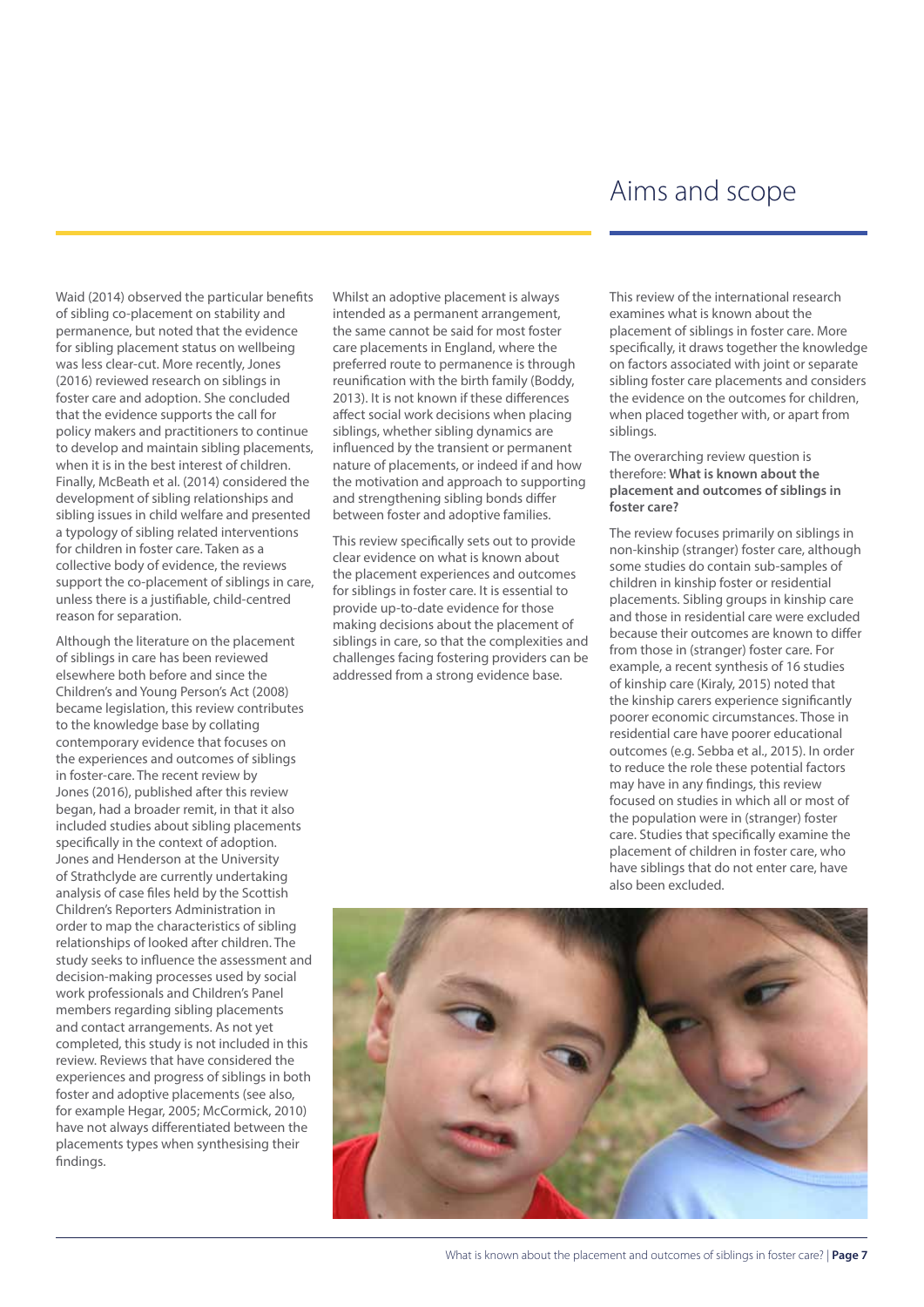# Aims and scope

Waid (2014) observed the particular benefits of sibling co-placement on stability and permanence, but noted that the evidence for sibling placement status on wellbeing was less clear-cut. More recently, Jones (2016) reviewed research on siblings in foster care and adoption. She concluded that the evidence supports the call for policy makers and practitioners to continue to develop and maintain sibling placements, when it is in the best interest of children. Finally, McBeath et al. (2014) considered the development of sibling relationships and sibling issues in child welfare and presented a typology of sibling related interventions for children in foster care. Taken as a collective body of evidence, the reviews support the co-placement of siblings in care, unless there is a justifiable, child-centred reason for separation.

Although the literature on the placement of siblings in care has been reviewed elsewhere both before and since the Children's and Young Person's Act (2008) became legislation, this review contributes to the knowledge base by collating contemporary evidence that focuses on the experiences and outcomes of siblings in foster-care. The recent review by Jones (2016), published after this review began, had a broader remit, in that it also included studies about sibling placements specifically in the context of adoption. Jones and Henderson at the University of Strathclyde are currently undertaking analysis of case files held by the Scottish Children's Reporters Administration in order to map the characteristics of sibling relationships of looked after children. The study seeks to influence the assessment and decision-making processes used by social work professionals and Children's Panel members regarding sibling placements and contact arrangements. As not yet completed, this study is not included in this review. Reviews that have considered the experiences and progress of siblings in both foster and adoptive placements (see also, for example Hegar, 2005; McCormick, 2010) have not always differentiated between the placements types when synthesising their findings.

Whilst an adoptive placement is always intended as a permanent arrangement, the same cannot be said for most foster care placements in England, where the preferred route to permanence is through reunification with the birth family (Boddy, 2013). It is not known if these differences affect social work decisions when placing siblings, whether sibling dynamics are influenced by the transient or permanent nature of placements, or indeed if and how the motivation and approach to supporting and strengthening sibling bonds differ between foster and adoptive families.

This review specifically sets out to provide clear evidence on what is known about the placement experiences and outcomes for siblings in foster care. It is essential to provide up-to-date evidence for those making decisions about the placement of siblings in care, so that the complexities and challenges facing fostering providers can be addressed from a strong evidence base.

This review of the international research examines what is known about the placement of siblings in foster care. More specifically, it draws together the knowledge on factors associated with joint or separate sibling foster care placements and considers the evidence on the outcomes for children, when placed together with, or apart from siblings.

The overarching review question is therefore: **What is known about the placement and outcomes of siblings in foster care?**

The review focuses primarily on siblings in non-kinship (stranger) foster care, although some studies do contain sub-samples of children in kinship foster or residential placements. Sibling groups in kinship care and those in residential care were excluded because their outcomes are known to differ from those in (stranger) foster care. For example, a recent synthesis of 16 studies of kinship care (Kiraly, 2015) noted that the kinship carers experience significantly poorer economic circumstances. Those in residential care have poorer educational outcomes (e.g. Sebba et al., 2015). In order to reduce the role these potential factors may have in any findings, this review focused on studies in which all or most of the population were in (stranger) foster care. Studies that specifically examine the placement of children in foster care, who have siblings that do not enter care, have also been excluded.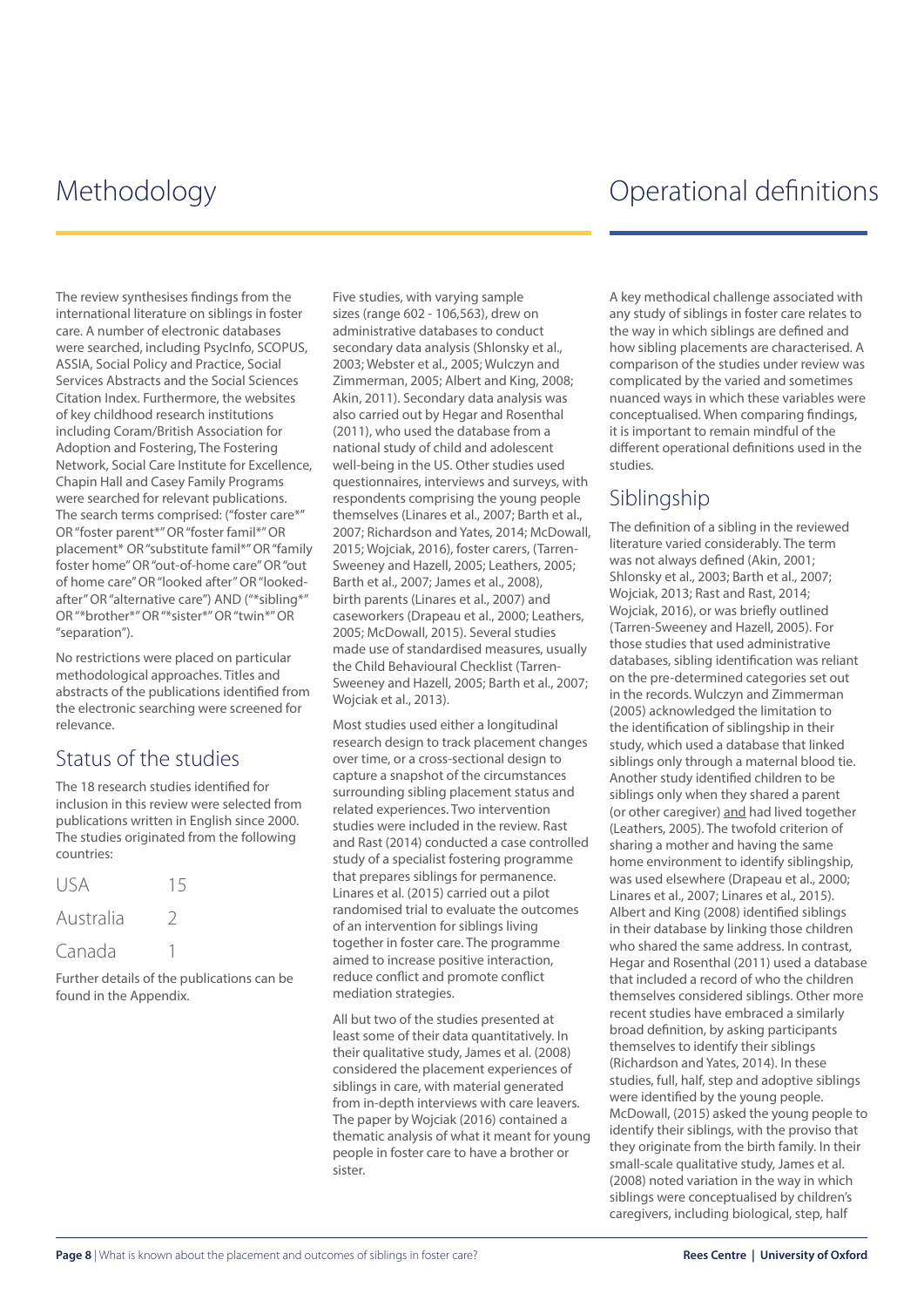# Methodology

The review synthesises findings from the international literature on siblings in foster care. A number of electronic databases were searched, including PsycInfo, SCOPUS, ASSIA, Social Policy and Practice, Social Services Abstracts and the Social Sciences Citation Index. Furthermore, the websites of key childhood research institutions including Coram/British Association for Adoption and Fostering, The Fostering Network, Social Care Institute for Excellence, Chapin Hall and Casey Family Programs were searched for relevant publications. The search terms comprised: ("foster care*" OR "foster parent*" OR "foster famil*" OR placement* OR "substitute famil*" OR "family foster home" OR "out-of-home care" OR "out of home care" OR "looked after" OR "looked-after" OR "alternative care") AND ("*sibling*" OR "*brother*" OR "*sister*" OR "twin*" OR "separation").

No restrictions were placed on particular methodological approaches. Titles and abstracts of the publications identified from the electronic searching were screened for relevance.

## Status of the studies

The 18 research studies identified for inclusion in this review were selected from publications written in English since 2000. The studies originated from the following countries:

| | |
|---|---|
| USA | 15 |
| Australia | 2 |
| Canada | 1 |

Further details of the publications can be found in the Appendix.

Five studies, with varying sample sizes (range 602 - 106,563), drew on administrative databases to conduct secondary data analysis (Shlonsky et al., 2003; Webster et al., 2005; Wulczyn and Zimmerman, 2005; Albert and King, 2008; Akin, 2011). Secondary data analysis was also carried out by Hegar and Rosenthal (2011), who used the database from a national study of child and adolescent well-being in the US. Other studies used questionnaires, interviews and surveys, with respondents comprising the young people themselves (Linares et al., 2007; Barth et al., 2007; Richardson and Yates, 2014; McDowall, 2015; Wojciak, 2016), foster carers, (Tarren-Sweeney and Hazell, 2005; Leathers, 2005; Barth et al., 2007; James et al., 2008), birth parents (Linares et al., 2007) and caseworkers (Drapeau et al., 2000; Leathers, 2005; McDowall, 2015). Several studies made use of standardised measures, usually the Child Behavioural Checklist (Tarren-Sweeney and Hazell, 2005; Barth et al., 2007; Wojciak et al., 2013).

Most studies used either a longitudinal research design to track placement changes over time, or a cross-sectional design to capture a snapshot of the circumstances surrounding sibling placement status and related experiences. Two intervention studies were included in the review. Rast and Rast (2014) conducted a case controlled study of a specialist fostering programme that prepares siblings for permanence. Linares et al. (2015) carried out a pilot randomised trial to evaluate the outcomes of an intervention for siblings living together in foster care. The programme aimed to increase positive interaction, reduce conflict and promote conflict mediation strategies.

All but two of the studies presented at least some of their data quantitatively. In their qualitative study, James et al. (2008) considered the placement experiences of siblings in care, with material generated from in-depth interviews with care leavers. The paper by Wojciak (2016) contained a thematic analysis of what it meant for young people in foster care to have a brother or sister.

# Operational definitions

A key methodical challenge associated with any study of siblings in foster care relates to the way in which siblings are defined and how sibling placements are characterised. A comparison of the studies under review was complicated by the varied and sometimes nuanced ways in which these variables were conceptualised. When comparing findings, it is important to remain mindful of the different operational definitions used in the studies.

## Siblingship

The definition of a sibling in the reviewed literature varied considerably. The term was not always defined (Akin, 2001; Shlonsky et al., 2003; Barth et al., 2007; Wojciak, 2013; Rast and Rast, 2014; Wojciak, 2016), or was briefly outlined (Tarren-Sweeney and Hazell, 2005). For those studies that used administrative databases, sibling identification was reliant on the pre-determined categories set out in the records. Wulczyn and Zimmerman (2005) acknowledged the limitation to the identification of siblingship in their study, which used a database that linked siblings only through a maternal blood tie. Another study identified children to be siblings only when they shared a parent (or other caregiver) <u>and</u> had lived together (Leathers, 2005). The twofold criterion of sharing a mother and having the same home environment to identify siblingship, was used elsewhere (Drapeau et al., 2000; Linares et al., 2007; Linares et al., 2015). Albert and King (2008) identified siblings in their database by linking those children who shared the same address. In contrast, Hegar and Rosenthal (2011) used a database that included a record of who the children themselves considered siblings. Other more recent studies have embraced a similarly broad definition, by asking participants themselves to identify their siblings (Richardson and Yates, 2014). In these studies, full, half, step and adoptive siblings were identified by the young people. McDowall, (2015) asked the young people to identify their siblings, with the proviso that they originate from the birth family. In their small-scale qualitative study, James et al. (2008) noted variation in the way in which siblings were conceptualised by children's caregivers, including biological, step, half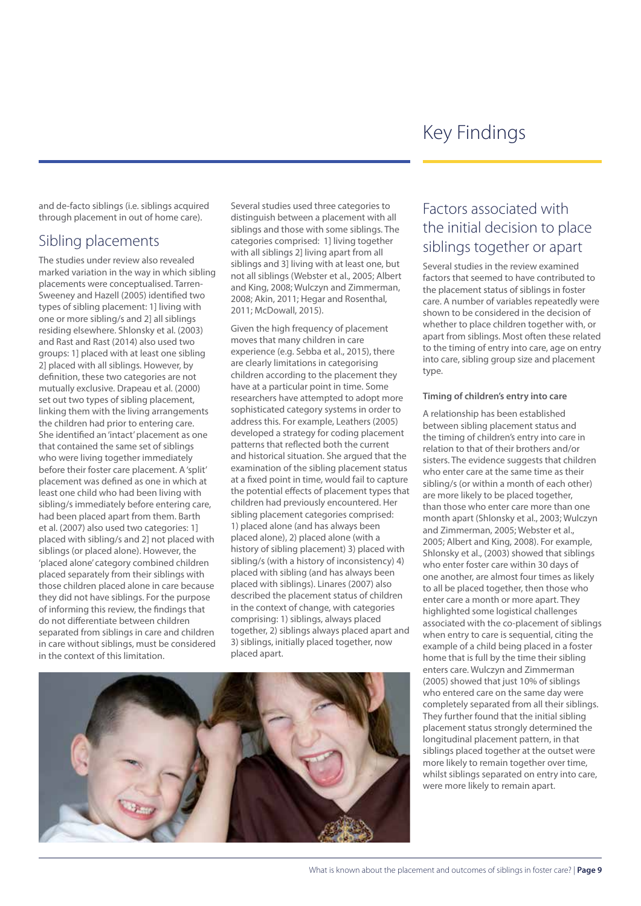and de-facto siblings (i.e. siblings acquired through placement in out of home care).

## Sibling placements

The studies under review also revealed marked variation in the way in which sibling placements were conceptualised. Tarren-Sweeney and Hazell (2005) identified two types of sibling placement: 1] living with one or more sibling/s and 2] all siblings residing elsewhere. Shlonsky et al. (2003) and Rast and Rast (2014) also used two groups: 1] placed with at least one sibling 2] placed with all siblings. However, by definition, these two categories are not mutually exclusive. Drapeau et al. (2000) set out two types of sibling placement, linking them with the living arrangements the children had prior to entering care. She identified an 'intact' placement as one that contained the same set of siblings who were living together immediately before their foster care placement. A 'split' placement was defined as one in which at least one child who had been living with sibling/s immediately before entering care, had been placed apart from them. Barth et al. (2007) also used two categories: 1] placed with sibling/s and 2] not placed with siblings (or placed alone). However, the 'placed alone' category combined children placed separately from their siblings with those children placed alone in care because they did not have siblings. For the purpose of informing this review, the findings that do not differentiate between children separated from siblings in care and children in care without siblings, must be considered in the context of this limitation.

Several studies used three categories to distinguish between a placement with all siblings and those with some siblings. The categories comprised: 1] living together with all siblings 2] living apart from all siblings and 3] living with at least one, but not all siblings (Webster et al., 2005; Albert and King, 2008; Wulczyn and Zimmerman, 2008; Akin, 2011; Hegar and Rosenthal, 2011; McDowall, 2015).

Given the high frequency of placement moves that many children in care experience (e.g. Sebba et al., 2015), there are clearly limitations in categorising children according to the placement they have at a particular point in time. Some researchers have attempted to adopt more sophisticated category systems in order to address this. For example, Leathers (2005) developed a strategy for coding placement patterns that reflected both the current and historical situation. She argued that the examination of the sibling placement status at a fixed point in time, would fail to capture the potential effects of placement types that children had previously encountered. Her sibling placement categories comprised: 1) placed alone (and has always been placed alone), 2) placed alone (with a history of sibling placement) 3) placed with sibling/s (with a history of inconsistency) 4) placed with sibling (and has always been placed with siblings). Linares (2007) also described the placement status of children in the context of change, with categories comprising: 1) siblings, always placed together, 2) siblings always placed apart and 3) siblings, initially placed together, now placed apart.

## Factors associated with the initial decision to place siblings together or apart

Several studies in the review examined factors that seemed to have contributed to the placement status of siblings in foster care. A number of variables repeatedly were shown to be considered in the decision of whether to place children together with, or apart from siblings. Most often these related to the timing of entry into care, age on entry into care, sibling group size and placement type.

#### Timing of children's entry into care

A relationship has been established between sibling placement status and the timing of children's entry into care in relation to that of their brothers and/or sisters. The evidence suggests that children who enter care at the same time as their sibling/s (or within a month of each other) are more likely to be placed together, than those who enter care more than one month apart (Shlonsky et al., 2003; Wulczyn and Zimmerman, 2005; Webster et al., 2005; Albert and King, 2008). For example, Shlonsky et al., (2003) showed that siblings who enter foster care within 30 days of one another, are almost four times as likely to all be placed together, then those who enter care a month or more apart. They highlighted some logistical challenges associated with the co-placement of siblings when entry to care is sequential, citing the example of a child being placed in a foster home that is full by the time their sibling enters care. Wulczyn and Zimmerman (2005) showed that just 10% of siblings who entered care on the same day were completely separated from all their siblings. They further found that the initial sibling placement status strongly determined the longitudinal placement pattern, in that siblings placed together at the outset were more likely to remain together over time, whilst siblings separated on entry into care, were more likely to remain apart.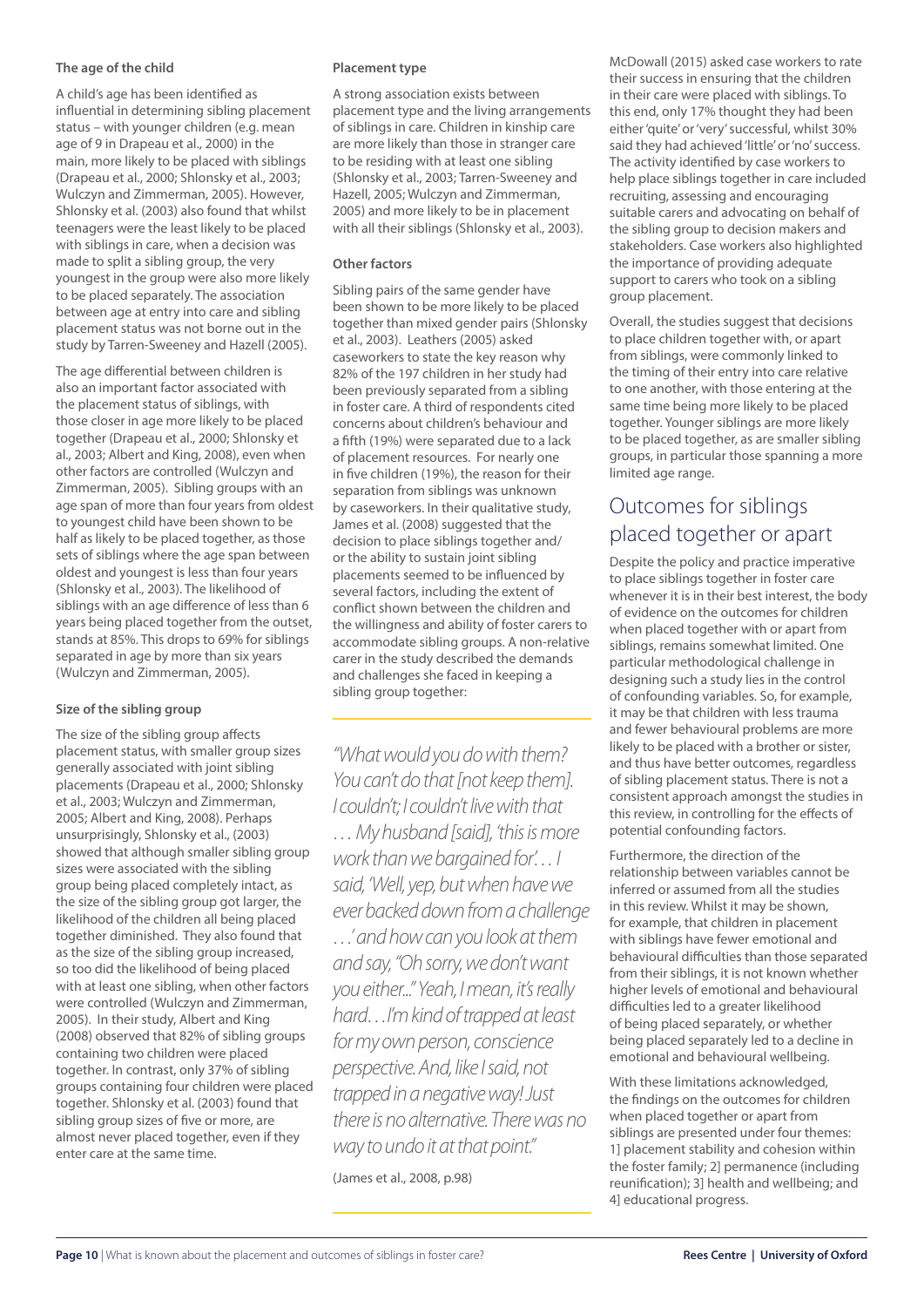### The age of the child

A child's age has been identified as influential in determining sibling placement status – with younger children (e.g. mean age of 9 in Drapeau et al., 2000) in the main, more likely to be placed with siblings (Drapeau et al., 2000; Shlonsky et al., 2003; Wulczyn and Zimmerman, 2005). However, Shlonsky et al. (2003) also found that whilst teenagers were the least likely to be placed with siblings in care, when a decision was made to split a sibling group, the very youngest in the group were also more likely to be placed separately. The association between age at entry into care and sibling placement status was not borne out in the study by Tarren-Sweeney and Hazell (2005).

The age differential between children is also an important factor associated with the placement status of siblings, with those closer in age more likely to be placed together (Drapeau et al., 2000; Shlonsky et al., 2003; Albert and King, 2008), even when other factors are controlled (Wulczyn and Zimmerman, 2005). Sibling groups with an age span of more than four years from oldest to youngest child have been shown to be half as likely to be placed together, as those sets of siblings where the age span between oldest and youngest is less than four years (Shlonsky et al., 2003). The likelihood of siblings with an age difference of less than 6 years being placed together from the outset, stands at 85%. This drops to 69% for siblings separated in age by more than six years (Wulczyn and Zimmerman, 2005).

### Size of the sibling group

The size of the sibling group affects placement status, with smaller group sizes generally associated with joint sibling placements (Drapeau et al., 2000; Shlonsky et al., 2003; Wulczyn and Zimmerman, 2005; Albert and King, 2008). Perhaps unsurprisingly, Shlonsky et al., (2003) showed that although smaller sibling group sizes were associated with the sibling group being placed completely intact, as the size of the sibling group got larger, the likelihood of the children all being placed together diminished. They also found that as the size of the sibling group increased, so too did the likelihood of being placed with at least one sibling, when other factors were controlled (Wulczyn and Zimmerman, 2005). In their study, Albert and King (2008) observed that 82% of sibling groups containing two children were placed together. In contrast, only 37% of sibling groups containing four children were placed together. Shlonsky et al. (2003) found that sibling group sizes of five or more, are almost never placed together, even if they enter care at the same time.

### Placement type

A strong association exists between placement type and the living arrangements of siblings in care. Children in kinship care are more likely than those in stranger care to be residing with at least one sibling (Shlonsky et al., 2003; Tarren-Sweeney and Hazell, 2005; Wulczyn and Zimmerman, 2005) and more likely to be in placement with all their siblings (Shlonsky et al., 2003).

### Other factors

Sibling pairs of the same gender have been shown to be more likely to be placed together than mixed gender pairs (Shlonsky et al., 2003). Leathers (2005) asked caseworkers to state the key reason why 82% of the 197 children in her study had been previously separated from a sibling in foster care. A third of respondents cited concerns about children's behaviour and a fifth (19%) were separated due to a lack of placement resources. For nearly one in five children (19%), the reason for their separation from siblings was unknown by caseworkers. In their qualitative study, James et al. (2008) suggested that the decision to place siblings together and/or the ability to sustain joint sibling placements seemed to be influenced by several factors, including the extent of conflict shown between the children and the willingness and ability of foster carers to accommodate sibling groups. A non-relative carer in the study described the demands and challenges she faced in keeping a sibling group together:

> *"What would you do with them? You can't do that [not keep them]. I couldn't; I couldn't live with that . . . My husband [said], 'this is more work than we bargained for'. . . I said, 'Well, yep, but when have we ever backed down from a challenge . . .' and how can you look at them and say, "Oh sorry, we don't want you either..." Yeah, I mean, it's really hard. . .I'm kind of trapped at least for my own person, conscience perspective. And, like I said, not trapped in a negative way! Just there is no alternative. There was no way to undo it at that point."*
>
> (James et al., 2008, p.98)

McDowall (2015) asked case workers to rate their success in ensuring that the children in their care were placed with siblings. To this end, only 17% thought they had been either 'quite' or 'very' successful, whilst 30% said they had achieved 'little' or 'no' success. The activity identified by case workers to help place siblings together in care included recruiting, assessing and encouraging suitable carers and advocating on behalf of the sibling group to decision makers and stakeholders. Case workers also highlighted the importance of providing adequate support to carers who took on a sibling group placement.

Overall, the studies suggest that decisions to place children together with, or apart from siblings, were commonly linked to the timing of their entry into care relative to one another, with those entering at the same time being more likely to be placed together. Younger siblings are more likely to be placed together, as are smaller sibling groups, in particular those spanning a more limited age range.

## Outcomes for siblings placed together or apart

Despite the policy and practice imperative to place siblings together in foster care whenever it is in their best interest, the body of evidence on the outcomes for children when placed together with or apart from siblings, remains somewhat limited. One particular methodological challenge in designing such a study lies in the control of confounding variables. So, for example, it may be that children with less trauma and fewer behavioural problems are more likely to be placed with a brother or sister, and thus have better outcomes, regardless of sibling placement status. There is not a consistent approach amongst the studies in this review, in controlling for the effects of potential confounding factors.

Furthermore, the direction of the relationship between variables cannot be inferred or assumed from all the studies in this review. Whilst it may be shown, for example, that children in placement with siblings have fewer emotional and behavioural difficulties than those separated from their siblings, it is not known whether higher levels of emotional and behavioural difficulties led to a greater likelihood of being placed separately, or whether being placed separately led to a decline in emotional and behavioural wellbeing.

With these limitations acknowledged, the findings on the outcomes for children when placed together or apart from siblings are presented under four themes: 1] placement stability and cohesion within the foster family; 2] permanence (including reunification); 3] health and wellbeing; and 4] educational progress.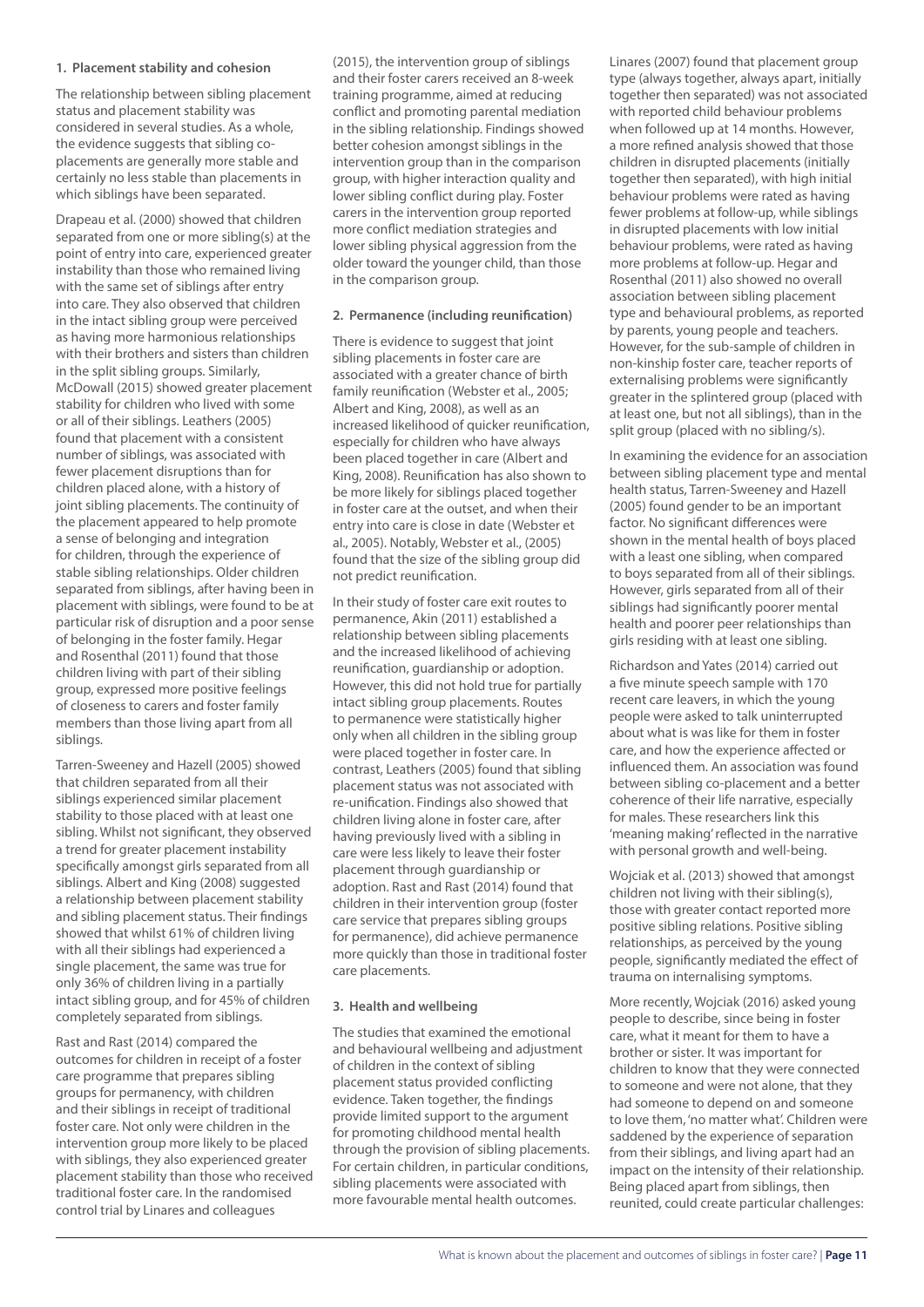### 1. Placement stability and cohesion

The relationship between sibling placement status and placement stability was considered in several studies. As a whole, the evidence suggests that sibling co-placements are generally more stable and certainly no less stable than placements in which siblings have been separated.

Drapeau et al. (2000) showed that children separated from one or more sibling(s) at the point of entry into care, experienced greater instability than those who remained living with the same set of siblings after entry into care. They also observed that children in the intact sibling group were perceived as having more harmonious relationships with their brothers and sisters than children in the split sibling groups. Similarly, McDowall (2015) showed greater placement stability for children who lived with some or all of their siblings. Leathers (2005) found that placement with a consistent number of siblings, was associated with fewer placement disruptions than for children placed alone, with a history of joint sibling placements. The continuity of the placement appeared to help promote a sense of belonging and integration for children, through the experience of stable sibling relationships. Older children separated from siblings, after having been in placement with siblings, were found to be at particular risk of disruption and a poor sense of belonging in the foster family. Hegar and Rosenthal (2011) found that those children living with part of their sibling group, expressed more positive feelings of closeness to carers and foster family members than those living apart from all siblings.

Tarren-Sweeney and Hazell (2005) showed that children separated from all their siblings experienced similar placement stability to those placed with at least one sibling. Whilst not significant, they observed a trend for greater placement instability specifically amongst girls separated from all siblings. Albert and King (2008) suggested a relationship between placement stability and sibling placement status. Their findings showed that whilst 61% of children living with all their siblings had experienced a single placement, the same was true for only 36% of children living in a partially intact sibling group, and for 45% of children completely separated from siblings.

Rast and Rast (2014) compared the outcomes for children in receipt of a foster care programme that prepares sibling groups for permanency, with children and their siblings in receipt of traditional foster care. Not only were children in the intervention group more likely to be placed with siblings, they also experienced greater placement stability than those who received traditional foster care. In the randomised control trial by Linares and colleagues (2015), the intervention group of siblings and their foster carers received an 8-week training programme, aimed at reducing conflict and promoting parental mediation in the sibling relationship. Findings showed better cohesion amongst siblings in the intervention group than in the comparison group, with higher interaction quality and lower sibling conflict during play. Foster carers in the intervention group reported more conflict mediation strategies and lower sibling physical aggression from the older toward the younger child, than those in the comparison group.

### 2. Permanence (including reunification)

There is evidence to suggest that joint sibling placements in foster care are associated with a greater chance of birth family reunification (Webster et al., 2005; Albert and King, 2008), as well as an increased likelihood of quicker reunification, especially for children who have always been placed together in care (Albert and King, 2008). Reunification has also shown to be more likely for siblings placed together in foster care at the outset, and when their entry into care is close in date (Webster et al., 2005). Notably, Webster et al., (2005) found that the size of the sibling group did not predict reunification.

In their study of foster care exit routes to permanence, Akin (2011) established a relationship between sibling placements and the increased likelihood of achieving reunification, guardianship or adoption. However, this did not hold true for partially intact sibling group placements. Routes to permanence were statistically higher only when all children in the sibling group were placed together in foster care. In contrast, Leathers (2005) found that sibling placement status was not associated with re-unification. Findings also showed that children living alone in foster care, after having previously lived with a sibling in care were less likely to leave their foster placement through guardianship or adoption. Rast and Rast (2014) found that children in their intervention group (foster care service that prepares sibling groups for permanence), did achieve permanence more quickly than those in traditional foster care placements.

### 3. Health and wellbeing

The studies that examined the emotional and behavioural wellbeing and adjustment of children in the context of sibling placement status provided conflicting evidence. Taken together, the findings provide limited support to the argument for promoting childhood mental health through the provision of sibling placements. For certain children, in particular conditions, sibling placements were associated with more favourable mental health outcomes.

Linares (2007) found that placement group type (always together, always apart, initially together then separated) was not associated with reported child behaviour problems when followed up at 14 months. However, a more refined analysis showed that those children in disrupted placements (initially together then separated), with high initial behaviour problems were rated as having fewer problems at follow-up, while siblings in disrupted placements with low initial behaviour problems, were rated as having more problems at follow-up. Hegar and Rosenthal (2011) also showed no overall association between sibling placement type and behavioural problems, as reported by parents, young people and teachers. However, for the sub-sample of children in non-kinship foster care, teacher reports of externalising problems were significantly greater in the splintered group (placed with at least one, but not all siblings), than in the split group (placed with no sibling/s).

In examining the evidence for an association between sibling placement type and mental health status, Tarren-Sweeney and Hazell (2005) found gender to be an important factor. No significant differences were shown in the mental health of boys placed with a least one sibling, when compared to boys separated from all of their siblings. However, girls separated from all of their siblings had significantly poorer mental health and poorer peer relationships than girls residing with at least one sibling.

Richardson and Yates (2014) carried out a five minute speech sample with 170 recent care leavers, in which the young people were asked to talk uninterrupted about what is was like for them in foster care, and how the experience affected or influenced them. An association was found between sibling co-placement and a better coherence of their life narrative, especially for males. These researchers link this 'meaning making' reflected in the narrative with personal growth and well-being.

Wojciak et al. (2013) showed that amongst children not living with their sibling(s), those with greater contact reported more positive sibling relations. Positive sibling relationships, as perceived by the young people, significantly mediated the effect of trauma on internalising symptoms.

More recently, Wojciak (2016) asked young people to describe, since being in foster care, what it meant for them to have a brother or sister. It was important for children to know that they were connected to someone and were not alone, that they had someone to depend on and someone to love them, 'no matter what'. Children were saddened by the experience of separation from their siblings, and living apart had an impact on the intensity of their relationship. Being placed apart from siblings, then reunited, could create particular challenges: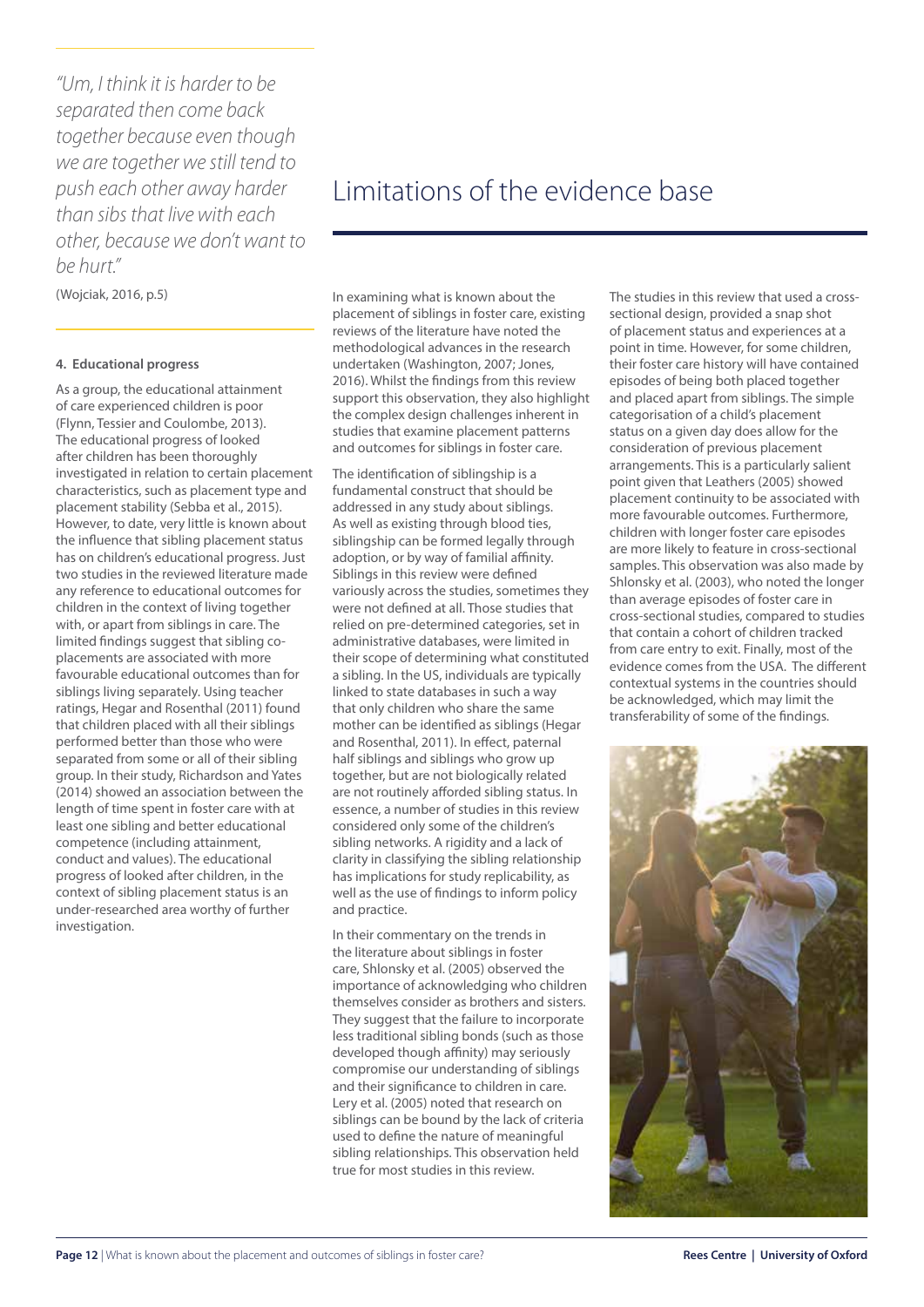*"Um, I think it is harder to be separated then come back together because even though we are together we still tend to push each other away harder than sibs that live with each other, because we don't want to be hurt."*

(Wojciak, 2016, p.5)

#### 4. Educational progress

As a group, the educational attainment of care experienced children is poor (Flynn, Tessier and Coulombe, 2013). The educational progress of looked after children has been thoroughly investigated in relation to certain placement characteristics, such as placement type and placement stability (Sebba et al., 2015). However, to date, very little is known about the influence that sibling placement status has on children's educational progress. Just two studies in the reviewed literature made any reference to educational outcomes for children in the context of living together with, or apart from siblings in care. The limited findings suggest that sibling co-placements are associated with more favourable educational outcomes than for siblings living separately. Using teacher ratings, Hegar and Rosenthal (2011) found that children placed with all their siblings performed better than those who were separated from some or all of their sibling group. In their study, Richardson and Yates (2014) showed an association between the length of time spent in foster care with at least one sibling and better educational competence (including attainment, conduct and values). The educational progress of looked after children, in the context of sibling placement status is an under-researched area worthy of further investigation.

# Limitations of the evidence base

In examining what is known about the placement of siblings in foster care, existing reviews of the literature have noted the methodological advances in the research undertaken (Washington, 2007; Jones, 2016). Whilst the findings from this review support this observation, they also highlight the complex design challenges inherent in studies that examine placement patterns and outcomes for siblings in foster care.

The identification of siblingship is a fundamental construct that should be addressed in any study about siblings. As well as existing through blood ties, siblingship can be formed legally through adoption, or by way of familial affinity. Siblings in this review were defined variously across the studies, sometimes they were not defined at all. Those studies that relied on pre-determined categories, set in administrative databases, were limited in their scope of determining what constituted a sibling. In the US, individuals are typically linked to state databases in such a way that only children who share the same mother can be identified as siblings (Hegar and Rosenthal, 2011). In effect, paternal half siblings and siblings who grow up together, but are not biologically related are not routinely afforded sibling status. In essence, a number of studies in this review considered only some of the children's sibling networks. A rigidity and a lack of clarity in classifying the sibling relationship has implications for study replicability, as well as the use of findings to inform policy and practice.

In their commentary on the trends in the literature about siblings in foster care, Shlonsky et al. (2005) observed the importance of acknowledging who children themselves consider as brothers and sisters. They suggest that the failure to incorporate less traditional sibling bonds (such as those developed though affinity) may seriously compromise our understanding of siblings and their significance to children in care. Lery et al. (2005) noted that research on siblings can be bound by the lack of criteria used to define the nature of meaningful sibling relationships. This observation held true for most studies in this review.

The studies in this review that used a cross-sectional design, provided a snap shot of placement status and experiences at a point in time. However, for some children, their foster care history will have contained episodes of being both placed together and placed apart from siblings. The simple categorisation of a child's placement status on a given day does allow for the consideration of previous placement arrangements. This is a particularly salient point given that Leathers (2005) showed placement continuity to be associated with more favourable outcomes. Furthermore, children with longer foster care episodes are more likely to feature in cross-sectional samples. This observation was also made by Shlonsky et al. (2003), who noted the longer than average episodes of foster care in cross-sectional studies, compared to studies that contain a cohort of children tracked from care entry to exit. Finally, most of the evidence comes from the USA. The different contextual systems in the countries should be acknowledged, which may limit the transferability of some of the findings.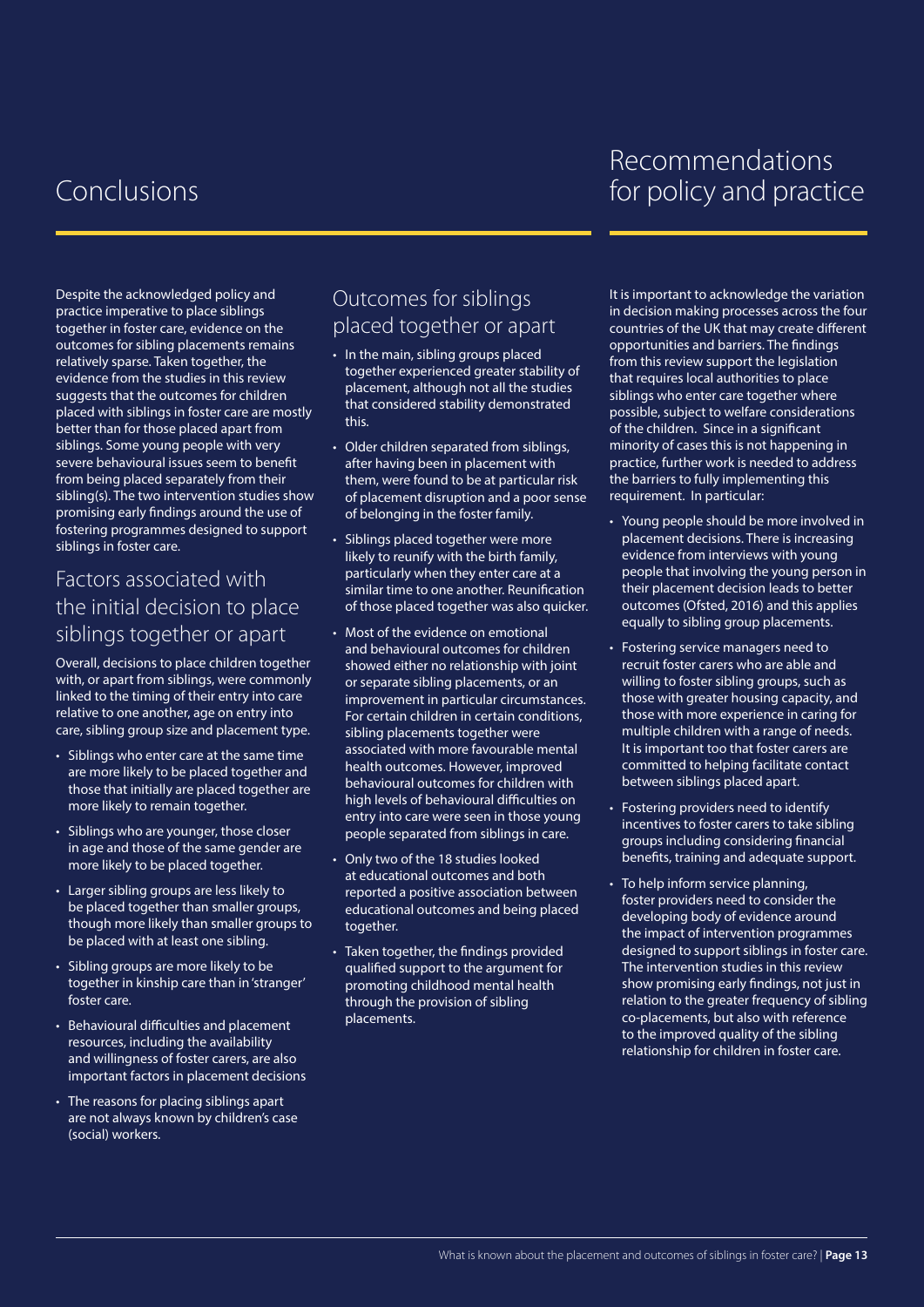# Conclusions

Despite the acknowledged policy and practice imperative to place siblings together in foster care, evidence on the outcomes for sibling placements remains relatively sparse. Taken together, the evidence from the studies in this review suggests that the outcomes for children placed with siblings in foster care are mostly better than for those placed apart from siblings. Some young people with very severe behavioural issues seem to benefit from being placed separately from their sibling(s). The two intervention studies show promising early findings around the use of fostering programmes designed to support siblings in foster care.

## Factors associated with the initial decision to place siblings together or apart

Overall, decisions to place children together with, or apart from siblings, were commonly linked to the timing of their entry into care relative to one another, age on entry into care, sibling group size and placement type.

- Siblings who enter care at the same time are more likely to be placed together and those that initially are placed together are more likely to remain together.
- Siblings who are younger, those closer in age and those of the same gender are more likely to be placed together.
- Larger sibling groups are less likely to be placed together than smaller groups, though more likely than smaller groups to be placed with at least one sibling.
- Sibling groups are more likely to be together in kinship care than in 'stranger' foster care.
- Behavioural difficulties and placement resources, including the availability and willingness of foster carers, are also important factors in placement decisions
- The reasons for placing siblings apart are not always known by children's case (social) workers.

## Outcomes for siblings placed together or apart

- In the main, sibling groups placed together experienced greater stability of placement, although not all the studies that considered stability demonstrated this.
- Older children separated from siblings, after having been in placement with them, were found to be at particular risk of placement disruption and a poor sense of belonging in the foster family.
- Siblings placed together were more likely to reunify with the birth family, particularly when they enter care at a similar time to one another. Reunification of those placed together was also quicker.
- Most of the evidence on emotional and behavioural outcomes for children showed either no relationship with joint or separate sibling placements, or an improvement in particular circumstances. For certain children in certain conditions, sibling placements together were associated with more favourable mental health outcomes. However, improved behavioural outcomes for children with high levels of behavioural difficulties on entry into care were seen in those young people separated from siblings in care.
- Only two of the 18 studies looked at educational outcomes and both reported a positive association between educational outcomes and being placed together.
- Taken together, the findings provided qualified support to the argument for promoting childhood mental health through the provision of sibling placements.

# Recommendations for policy and practice

It is important to acknowledge the variation in decision making processes across the four countries of the UK that may create different opportunities and barriers. The findings from this review support the legislation that requires local authorities to place siblings who enter care together where possible, subject to welfare considerations of the children. Since in a significant minority of cases this is not happening in practice, further work is needed to address the barriers to fully implementing this requirement. In particular:

- Young people should be more involved in placement decisions. There is increasing evidence from interviews with young people that involving the young person in their placement decision leads to better outcomes (Ofsted, 2016) and this applies equally to sibling group placements.
- Fostering service managers need to recruit foster carers who are able and willing to foster sibling groups, such as those with greater housing capacity, and those with more experience in caring for multiple children with a range of needs. It is important too that foster carers are committed to helping facilitate contact between siblings placed apart.
- Fostering providers need to identify incentives to foster carers to take sibling groups including considering financial benefits, training and adequate support.
- To help inform service planning, foster providers need to consider the developing body of evidence around the impact of intervention programmes designed to support siblings in foster care. The intervention studies in this review show promising early findings, not just in relation to the greater frequency of sibling co-placements, but also with reference to the improved quality of the sibling relationship for children in foster care.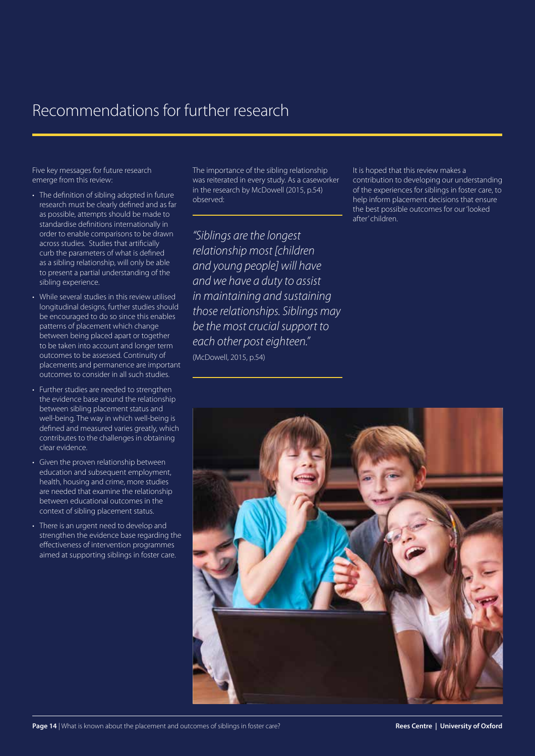# Recommendations for further research

Five key messages for future research emerge from this review:

- The definition of sibling adopted in future research must be clearly defined and as far as possible, attempts should be made to standardise definitions internationally in order to enable comparisons to be drawn across studies. Studies that artificially curb the parameters of what is defined as a sibling relationship, will only be able to present a partial understanding of the sibling experience.
- While several studies in this review utilised longitudinal designs, further studies should be encouraged to do so since this enables patterns of placement which change between being placed apart or together to be taken into account and longer term outcomes to be assessed. Continuity of placements and permanence are important outcomes to consider in all such studies.
- Further studies are needed to strengthen the evidence base around the relationship between sibling placement status and well-being. The way in which well-being is defined and measured varies greatly, which contributes to the challenges in obtaining clear evidence.
- Given the proven relationship between education and subsequent employment, health, housing and crime, more studies are needed that examine the relationship between educational outcomes in the context of sibling placement status.
- There is an urgent need to develop and strengthen the evidence base regarding the effectiveness of intervention programmes aimed at supporting siblings in foster care.

The importance of the sibling relationship was reiterated in every study. As a caseworker in the research by McDowell (2015, p.54) observed:

> *"Siblings are the longest relationship most [children and young people] will have and we have a duty to assist in maintaining and sustaining those relationships. Siblings may be the most crucial support to each other post eighteen."*
>
> (McDowell, 2015, p.54)

It is hoped that this review makes a contribution to developing our understanding of the experiences for siblings in foster care, to help inform placement decisions that ensure the best possible outcomes for our 'looked after' children.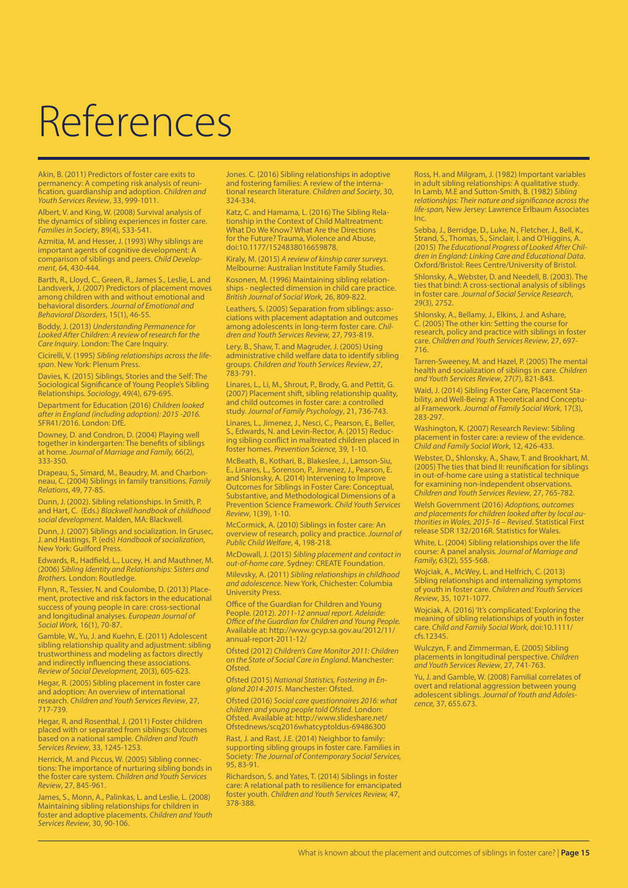# References

Akin, B. (2011) Predictors of foster care exits to permanency: A competing risk analysis of reunification, guardianship and adoption. *Children and Youth Services Review*, 33, 999-1011.

Albert, V. and King, W. (2008) Survival analysis of the dynamics of sibling experiences in foster care. *Families in Society*, 89(4), 533-541.

Azmitia, M. and Hesser, J. (1993) Why siblings are important agents of cognitive development: A comparison of siblings and peers. *Child Development*, 64, 430-444.

Barth, R., Lloyd, C., Green, R., James S., Leslie, L. and Landsverk, J. (2007) Predictors of placement moves among children with and without emotional and behavioral disorders. *Journal of Emotional and Behavioral Disorders*, 15(1), 46-55.

Boddy, J. (2013) *Understanding Permanence for Looked After Children: A review of research for the Care Inquiry*. London: The Care Inquiry.

Cicirelli, V. (1995) *Sibling relationships across the lifespan*. New York: Plenum Press.

Davies, K. (2015) Siblings, Stories and the Self: The Sociological Significance of Young People's Sibling Relationships. *Sociology*, 49(4), 679-695.

Department for Education (2016) *Children looked after in England (including adoption): 2015 -2016*. SFR41/2016. London: DfE.

Downey, D. and Condron, D. (2004) Playing well together in kindergarten: The benefits of siblings at home. *Journal of Marriage and Family*, 66(2), 333-350.

Drapeau, S., Simard, M., Beaudry, M. and Charbonneau, C. (2004) Siblings in family transitions. *Family Relations*, 49, 77-85.

Dunn, J. (2002). Sibling relationships. In Smith, P. and Hart, C. (Eds.) *Blackwell handbook of childhood social development*. Malden, MA: Blackwell.

Dunn, J. (2007) Siblings and socialization. In Grusec, J. and Hastings, P. (eds) *Handbook of socialization*, New York: Guilford Press.

Edwards, R., Hadfield, L., Lucey, H. and Mauthner, M. (2006) *Sibling Identity and Relationships: Sisters and Brothers*. London: Routledge.

Flynn, R., Tessier, N. and Coulombe, D. (2013) Placement, protective and risk factors in the educational success of young people in care: cross-sectional and longitudinal analyses. *European Journal of Social Work*, 16(1), 70-87.

Gamble, W., Yu, J. and Kuehn, E. (2011) Adolescent sibling relationship quality and adjustment: sibling trustworthiness and modeling as factors directly and indirectly influencing these associations. *Review of Social Development*, 20(3), 605-623.

Hegar, R. (2005) Sibling placement in foster care and adoption: An overview of international research. *Children and Youth Services Review*, 27, 717-739.

Hegar, R. and Rosenthal, J. (2011) Foster children placed with or separated from siblings: Outcomes based on a national sample. *Children and Youth Services Review*, 33, 1245-1253.

Herrick, M. and Piccus, W. (2005) Sibling connections: The importance of nurturing sibling bonds in the foster care system. *Children and Youth Services Review*, 27, 845-961.

James, S., Monn, A., Palinkas, L. and Leslie, L. (2008) Maintaining sibling relationships for children in foster and adoptive placements. *Children and Youth Services Review*, 30, 90-106.

Jones. C. (2016) Sibling relationships in adoptive and fostering families: A review of the international research literature. *Children and Society*, 30, 324-334.

Katz, C. and Hamama, L. (2016) The Sibling Relationship in the Context of Child Maltreatment: What Do We Know? What Are the Directions for the Future? Trauma, Violence and Abuse, doi:10.1177/1524838016659878.

Kiraly, M. (2015) *A review of kinship carer surveys*. Melbourne: Australian Institute Family Studies.

Kosonen, M. (1996) Maintaining sibling relationships - neglected dimension in child care practice. *British Journal of Social Work*, 26, 809-822.

Leathers, S. (2005) Separation from siblings: associations with placement adaptation and outcomes among adolescents in long-term foster care. *Children and Youth Services Review*, 27, 793-819.

Lery, B., Shaw, T. and Magruder, J. (2005) Using administrative child welfare data to identify sibling groups. *Children and Youth Services Review*, 27, 783-791.

Linares, L., Li, M., Shrout, P., Brody, G. and Pettit, G. (2007) Placement shift, sibling relationship quality, and child outcomes in foster care: a controlled study. *Journal of Family Psychology*, 21, 736-743.

Linares, L., Jimenez, J., Nesci, C., Pearson, E., Beller, S., Edwards, N. and Levin-Rector, A. (2015) Reducing sibling conflict in maltreated children placed in foster homes. *Prevention Science*, 39, 1-10.

McBeath, B., Kothari, B., Blakeslee, J., Lamson-Siu, E., Linares, L., Sorenson, P., Jimenez, J., Pearson, E. and Shlonsky, A. (2014) Intervening to Improve Outcomes for Siblings in Foster Care: Conceptual, Substantive, and Methodological Dimensions of a Prevention Science Framework. *Child Youth Services Review*, 1(39), 1-10.

McCormick, A. (2010) Siblings in foster care: An overview of research, policy and practice. *Journal of Public Child Welfare*, 4, 198-218.

McDowall, J. (2015) *Sibling placement and contact in out-of-home care*. Sydney: CREATE Foundation.

Milevsky, A. (2011) *Sibling relationships in childhood and adolescence*. New York, Chichester: Columbia University Press.

Office of the Guardian for Children and Young People. (2012). *2011-12 annual report. Adelaide: Office of the Guardian for Children and Young People*. Available at: http://www.gcyp.sa.gov.au/2012/11/annual-report-2011-12/

Ofsted (2012) *Children's Care Monitor 2011: Children on the State of Social Care in England*. Manchester: Ofsted.

Ofsted (2015) *National Statistics, Fostering in England 2014-2015*. Manchester: Ofsted.

Ofsted (2016) *Social care questionnaires 2016: what children and young people told Ofsted*. London: Ofsted. Available at: http://www.slideshare.net/Ofstednews/scq2016whatcyptoldus-69486300

Rast, J. and Rast, J.E. (2014) Neighbor to family: supporting sibling groups in foster care. Families in Society: *The Journal of Contemporary Social Services*, 95, 83-91.

Richardson, S. and Yates, T. (2014) Siblings in foster care: A relational path to resilience for emancipated foster youth. *Children and Youth Services Review*, 47, 378-388.

Ross, H. and Milgram, J. (1982) Important variables in adult sibling relationships: A qualitative study. In Lamb, M.E and Sutton-Smith, B. (1982) *Sibling relationships: Their nature and significance across the life-span*, New Jersey: Lawrence Erlbaum Associates Inc.

Sebba, J., Berridge, D., Luke, N., Fletcher, J., Bell, K., Strand, S., Thomas, S., Sinclair, I. and O'Higgins, A. (2015) *The Educational Progress of Looked After Children in England: Linking Care and Educational Data*. Oxford/Bristol: Rees Centre/University of Bristol.

Shlonsky, A., Webster, D. and Needell, B. (2003). The ties that bind: A cross-sectional analysis of siblings in foster care. *Journal of Social Service Research*, 29(3), 2752.

Shlonsky, A., Bellamy, J., Elkins, J. and Ashare, C. (2005) The other kin: Setting the course for research, policy and practice with siblings in foster care. *Children and Youth Services Review*, 27, 697-716.

Tarren-Sweeney, M. and Hazel, P. (2005) The mental health and socialization of siblings in care. *Children and Youth Services Review*, 27(7), 821-843.

Waid, J. (2014) Sibling Foster Care, Placement Stability, and Well-Being: A Theoretical and Conceptual Framework. *Journal of Family Social Work*, 17(3), 283-297.

Washington, K. (2007) Research Review: Sibling placement in foster care: a review of the evidence. *Child and Family Social Work*, 12, 426-433.

Webster, D., Shlonsky, A., Shaw, T. and Brookhart, M. (2005) The ties that bind II: reunification for siblings in out-of-home care using a statistical technique for examining non-independent observations. *Children and Youth Services Review*, 27, 765-782.

Welsh Government (2016) *Adoptions, outcomes and placements for children looked after by local authorities in Wales, 2015-16 – Revised*. Statistical First release SDR 132/2016R. Statistics for Wales.

White, L. (2004) Sibling relationships over the life course: A panel analysis. *Journal of Marriage and Family*, 63(2), 555-568.

Wojciak, A., McWey, L. and Helfrich, C. (2013) Sibling relationships and internalizing symptoms of youth in foster care. *Children and Youth Services Review*, 35, 1071-1077.

Wojciak, A. (2016) 'It's complicated.' Exploring the meaning of sibling relationships of youth in foster care. *Child and Family Social Work*, doi:10.1111/cfs.12345.

Wulczyn, F. and Zimmerman, E. (2005) Sibling placements in longitudinal perspective. *Children and Youth Services Review*, 27, 741-763.

Yu, J. and Gamble, W. (2008) Familial correlates of overt and relational aggression between young adolescent siblings. *Journal of Youth and Adolescence*, 37, 655.673.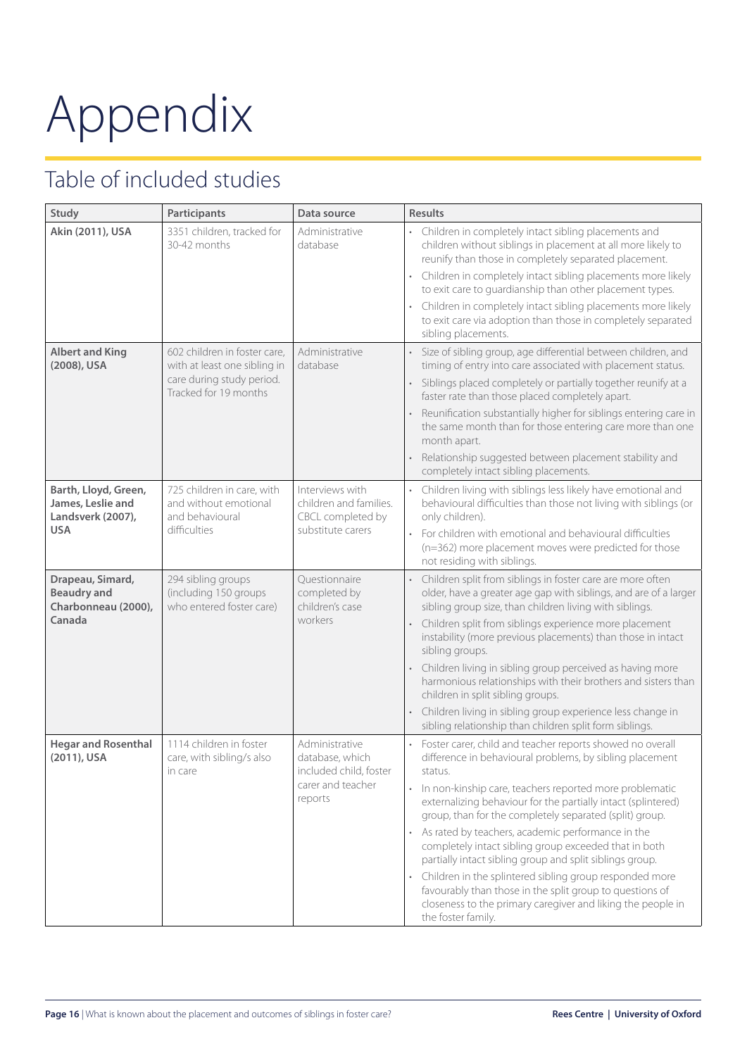# Appendix

## Table of included studies

| Study | Participants | Data source | Results |
|---|---|---|---|
| **Akin (2011), USA** | 3351 children, tracked for 30-42 months | Administrative database | • Children in completely intact sibling placements and children without siblings in placement at all more likely to reunify than those in completely separated placement.<br>• Children in completely intact sibling placements more likely to exit care to guardianship than other placement types.<br>• Children in completely intact sibling placements more likely to exit care via adoption than those in completely separated sibling placements. |
| **Albert and King (2008), USA** | 602 children in foster care, with at least one sibling in care during study period. Tracked for 19 months | Administrative database | • Size of sibling group, age differential between children, and timing of entry into care associated with placement status.<br>• Siblings placed completely or partially together reunify at a faster rate than those placed completely apart.<br>• Reunification substantially higher for siblings entering care in the same month than for those entering care more than one month apart.<br>• Relationship suggested between placement stability and completely intact sibling placements. |
| **Barth, Lloyd, Green, James, Leslie and Landsverk (2007), USA** | 725 children in care, with and without emotional and behavioural difficulties | Interviews with children and families. CBCL completed by substitute carers | • Children living with siblings less likely have emotional and behavioural difficulties than those not living with siblings (or only children).<br>• For children with emotional and behavioural difficulties (n=362) more placement moves were predicted for those not residing with siblings. |
| **Drapeau, Simard, Beaudry and Charbonneau (2000), Canada** | 294 sibling groups (including 150 groups who entered foster care) | Questionnaire completed by children's case workers | • Children split from siblings in foster care are more often older, have a greater age gap with siblings, and are of a larger sibling group size, than children living with siblings.<br>• Children split from siblings experience more placement instability (more previous placements) than those in intact sibling groups.<br>• Children living in sibling group perceived as having more harmonious relationships with their brothers and sisters than children in split sibling groups.<br>• Children living in sibling group experience less change in sibling relationship than children split form siblings. |
| **Hegar and Rosenthal (2011), USA** | 1114 children in foster care, with sibling/s also in care | Administrative database, which included child, foster carer and teacher reports | • Foster carer, child and teacher reports showed no overall difference in behavioural problems, by sibling placement status.<br>• In non-kinship care, teachers reported more problematic externalizing behaviour for the partially intact (splintered) group, than for the completely separated (split) group.<br>• As rated by teachers, academic performance in the completely intact sibling group exceeded that in both partially intact sibling group and split siblings group.<br>• Children in the splintered sibling group responded more favourably than those in the split group to questions of closeness to the primary caregiver and liking the people in the foster family. |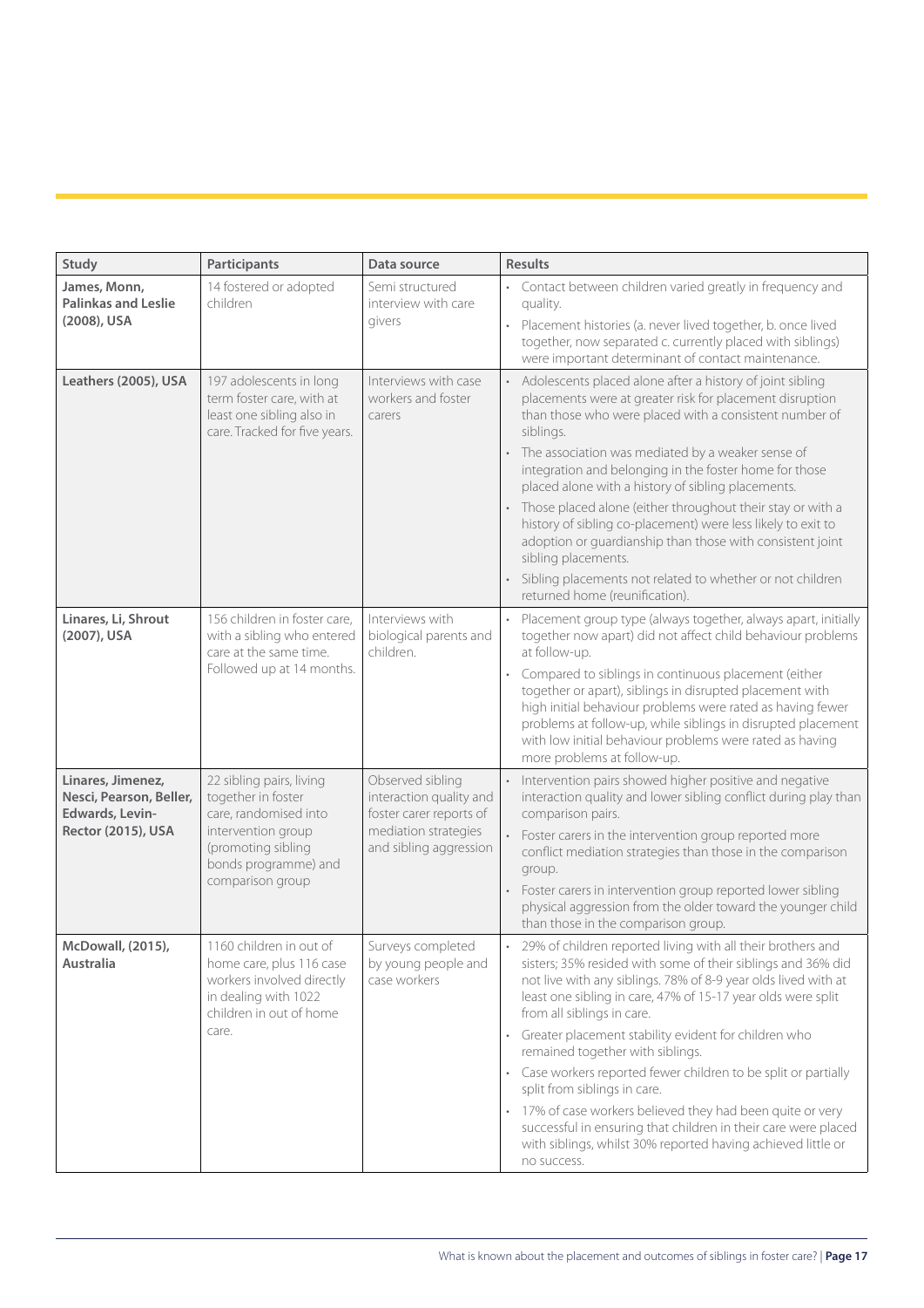| Study | Participants | Data source | Results |
|---|---|---|---|
| **James, Monn, Palinkas and Leslie (2008), USA** | 14 fostered or adopted children | Semi structured interview with care givers | • Contact between children varied greatly in frequency and quality.<br>• Placement histories (a. never lived together, b. once lived together, now separated c. currently placed with siblings) were important determinant of contact maintenance. |
| **Leathers (2005), USA** | 197 adolescents in long term foster care, with at least one sibling also in care. Tracked for five years. | Interviews with case workers and foster carers | • Adolescents placed alone after a history of joint sibling placements were at greater risk for placement disruption than those who were placed with a consistent number of siblings.<br>• The association was mediated by a weaker sense of integration and belonging in the foster home for those placed alone with a history of sibling placements.<br>• Those placed alone (either throughout their stay or with a history of sibling co-placement) were less likely to exit to adoption or guardianship than those with consistent joint sibling placements.<br>• Sibling placements not related to whether or not children returned home (reunification). |
| **Linares, Li, Shrout (2007), USA** | 156 children in foster care, with a sibling who entered care at the same time. Followed up at 14 months. | Interviews with biological parents and children. | • Placement group type (always together, always apart, initially together now apart) did not affect child behaviour problems at follow-up.<br>• Compared to siblings in continuous placement (either together or apart), siblings in disrupted placement with high initial behaviour problems were rated as having fewer problems at follow-up, while siblings in disrupted placement with low initial behaviour problems were rated as having more problems at follow-up. |
| **Linares, Jimenez, Nesci, Pearson, Beller, Edwards, Levin-Rector (2015), USA** | 22 sibling pairs, living together in foster care, randomised into intervention group (promoting sibling bonds programme) and comparison group | Observed sibling interaction quality and foster carer reports of mediation strategies and sibling aggression | • Intervention pairs showed higher positive and negative interaction quality and lower sibling conflict during play than comparison pairs.<br>• Foster carers in the intervention group reported more conflict mediation strategies than those in the comparison group.<br>• Foster carers in intervention group reported lower sibling physical aggression from the older toward the younger child than those in the comparison group. |
| **McDowall, (2015), Australia** | 1160 children in out of home care, plus 116 case workers involved directly in dealing with 1022 children in out of home care. | Surveys completed by young people and case workers | • 29% of children reported living with all their brothers and sisters; 35% resided with some of their siblings and 36% did not live with any siblings. 78% of 8-9 year olds lived with at least one sibling in care, 47% of 15-17 year olds were split from all siblings in care.<br>• Greater placement stability evident for children who remained together with siblings.<br>• Case workers reported fewer children to be split or partially split from siblings in care.<br>• 17% of case workers believed they had been quite or very successful in ensuring that children in their care were placed with siblings, whilst 30% reported having achieved little or no success. |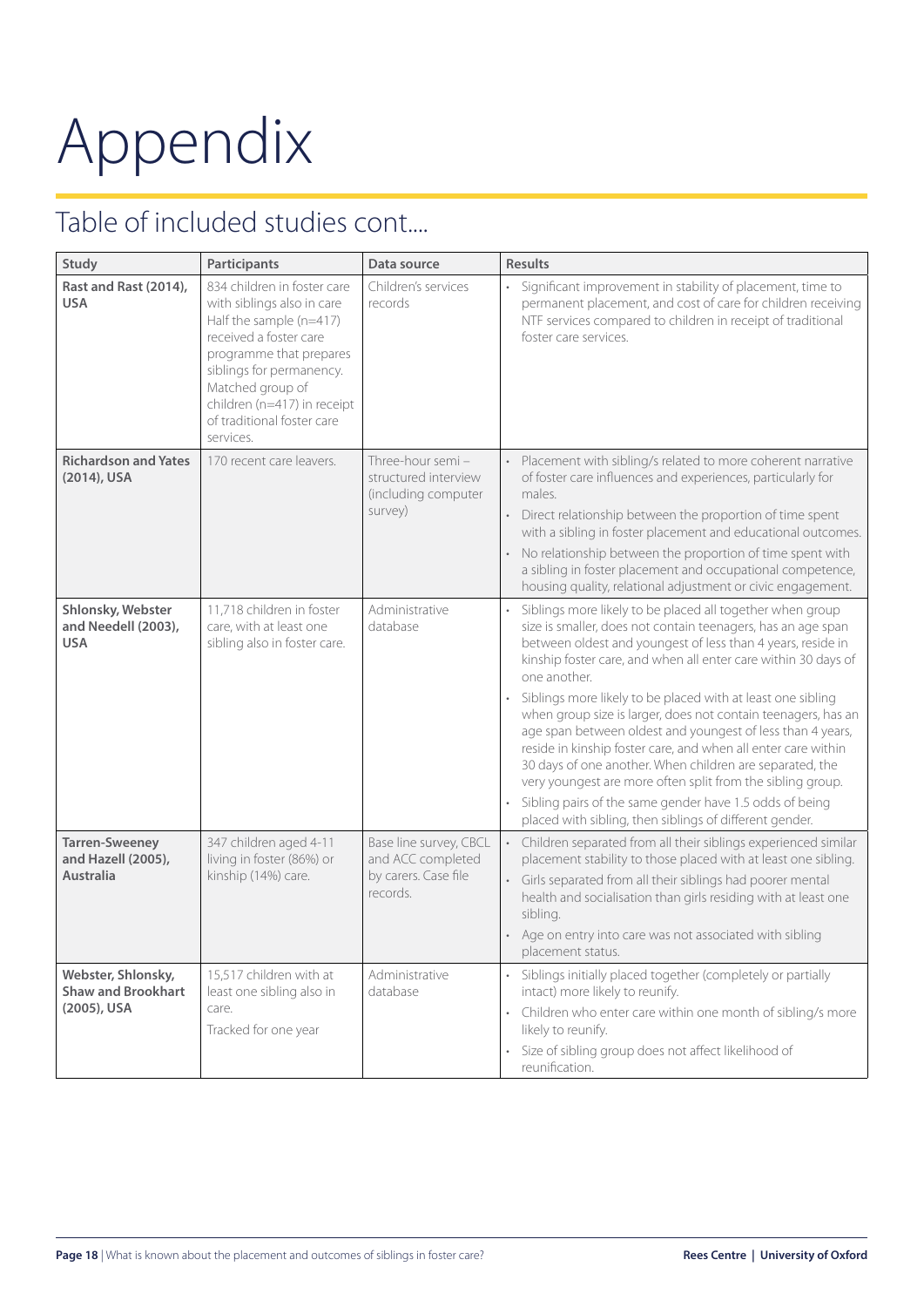# Appendix

## Table of included studies cont....

| Study | Participants | Data source | Results |
|---|---|---|---|
| **Rast and Rast (2014), USA** | 834 children in foster care with siblings also in care Half the sample (n=417) received a foster care programme that prepares siblings for permanency. Matched group of children (n=417) in receipt of traditional foster care services. | Children's services records | • Significant improvement in stability of placement, time to permanent placement, and cost of care for children receiving NTF services compared to children in receipt of traditional foster care services. |
| **Richardson and Yates (2014), USA** | 170 recent care leavers. | Three-hour semi – structured interview (including computer survey) | • Placement with sibling/s related to more coherent narrative of foster care influences and experiences, particularly for males.<br>• Direct relationship between the proportion of time spent with a sibling in foster placement and educational outcomes.<br>• No relationship between the proportion of time spent with a sibling in foster placement and occupational competence, housing quality, relational adjustment or civic engagement. |
| **Shlonsky, Webster and Needell (2003), USA** | 11,718 children in foster care, with at least one sibling also in foster care. | Administrative database | • Siblings more likely to be placed all together when group size is smaller, does not contain teenagers, has an age span between oldest and youngest of less than 4 years, reside in kinship foster care, and when all enter care within 30 days of one another.<br>• Siblings more likely to be placed with at least one sibling when group size is larger, does not contain teenagers, has an age span between oldest and youngest of less than 4 years, reside in kinship foster care, and when all enter care within 30 days of one another. When children are separated, the very youngest are more often split from the sibling group.<br>• Sibling pairs of the same gender have 1.5 odds of being placed with sibling, then siblings of different gender. |
| **Tarren-Sweeney and Hazell (2005), Australia** | 347 children aged 4-11 living in foster (86%) or kinship (14%) care. | Base line survey, CBCL and ACC completed by carers. Case file records. | • Children separated from all their siblings experienced similar placement stability to those placed with at least one sibling.<br>• Girls separated from all their siblings had poorer mental health and socialisation than girls residing with at least one sibling.<br>• Age on entry into care was not associated with sibling placement status. |
| **Webster, Shlonsky, Shaw and Brookhart (2005), USA** | 15,517 children with at least one sibling also in care.<br>Tracked for one year | Administrative database | • Siblings initially placed together (completely or partially intact) more likely to reunify.<br>• Children who enter care within one month of sibling/s more likely to reunify.<br>• Size of sibling group does not affect likelihood of reunification. |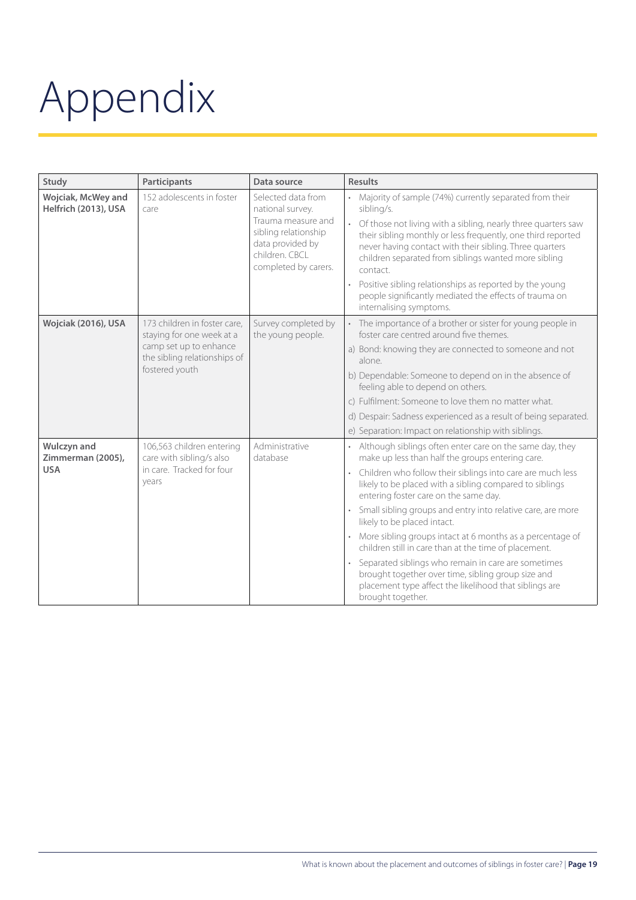# Appendix

| Study | Participants | Data source | Results |
|---|---|---|---|
| **Wojciak, McWey and Helfrich (2013), USA** | 152 adolescents in foster care | Selected data from national survey. Trauma measure and sibling relationship data provided by children. CBCL completed by carers. | • Majority of sample (74%) currently separated from their sibling/s.<br>• Of those not living with a sibling, nearly three quarters saw their sibling monthly or less frequently, one third reported never having contact with their sibling. Three quarters children separated from siblings wanted more sibling contact.<br>• Positive sibling relationships as reported by the young people significantly mediated the effects of trauma on internalising symptoms. |
| **Wojciak (2016), USA** | 173 children in foster care, staying for one week at a camp set up to enhance the sibling relationships of fostered youth | Survey completed by the young people. | • The importance of a brother or sister for young people in foster care centred around five themes.<br>a) Bond: knowing they are connected to someone and not alone.<br>b) Dependable: Someone to depend on in the absence of feeling able to depend on others.<br>c) Fulfilment: Someone to love them no matter what.<br>d) Despair: Sadness experienced as a result of being separated.<br>e) Separation: Impact on relationship with siblings. |
| **Wulczyn and Zimmerman (2005), USA** | 106,563 children entering care with sibling/s also in care. Tracked for four years | Administrative database | • Although siblings often enter care on the same day, they make up less than half the groups entering care.<br>• Children who follow their siblings into care are much less likely to be placed with a sibling compared to siblings entering foster care on the same day.<br>• Small sibling groups and entry into relative care, are more likely to be placed intact.<br>• More sibling groups intact at 6 months as a percentage of children still in care than at the time of placement.<br>• Separated siblings who remain in care are sometimes brought together over time, sibling group size and placement type affect the likelihood that siblings are brought together. |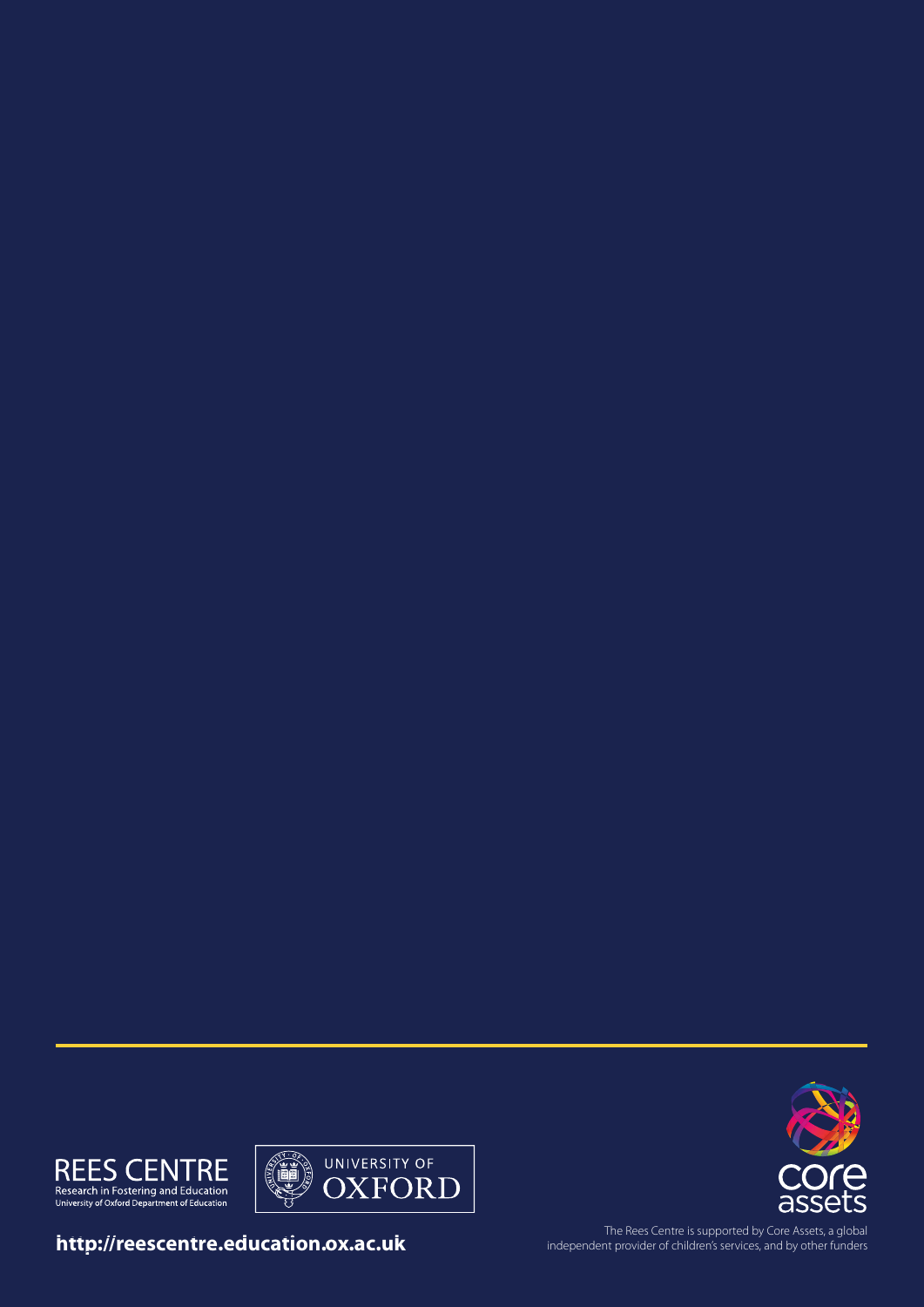REES CENTRE
Research in Fostering and Education
University of Oxford Department of Education

UNIVERSITY OF OXFORD

core assets

**http://reescentre.education.ox.ac.uk**

The Rees Centre is supported by Core Assets, a global independent provider of children's services, and by other funders